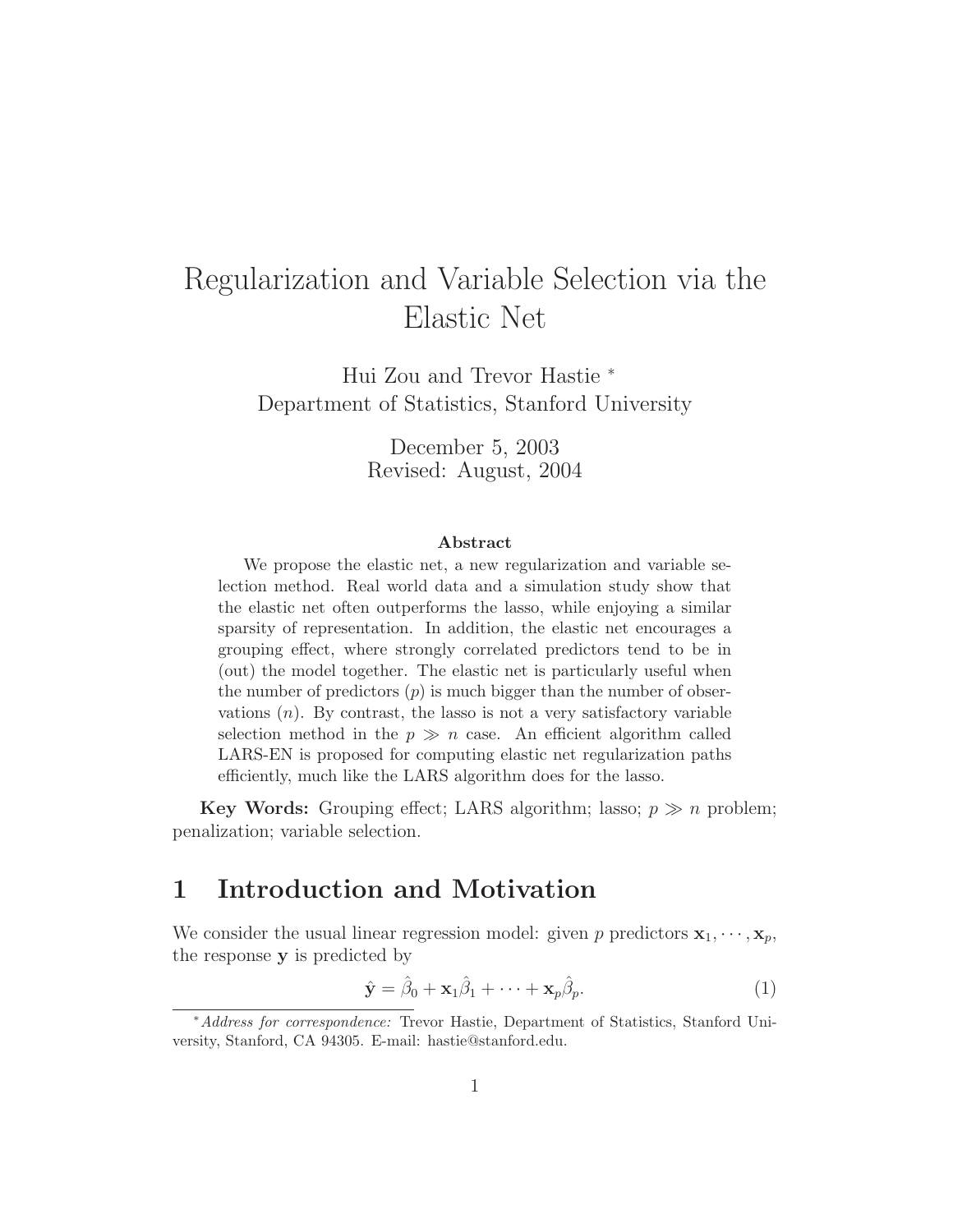# Regularization and Variable Selection via the Elastic Net

Hui Zou and Trevor Hastie [*]
Department of Statistics, Stanford University

December 5, 2003
Revised: August, 2004

**Abstract**

We propose the elastic net, a new regularization and variable selection method. Real world data and a simulation study show that the elastic net often outperforms the lasso, while enjoying a similar sparsity of representation. In addition, the elastic net encourages a grouping effect, where strongly correlated predictors tend to be in (out) the model together. The elastic net is particularly useful when the number of predictors ($p$) is much bigger than the number of observations ($n$). By contrast, the lasso is not a very satisfactory variable selection method in the $p \gg n$ case. An efficient algorithm called LARS-EN is proposed for computing elastic net regularization paths efficiently, much like the LARS algorithm does for the lasso.

**Key Words:** Grouping effect; LARS algorithm; lasso; $p \gg n$ problem; penalization; variable selection.

## 1 Introduction and Motivation

We consider the usual linear regression model: given $p$ predictors $\mathbf{x}_1, \cdots, \mathbf{x}_p$, the response $\mathbf{y}$ is predicted by

$$\hat{\mathbf{y}} = \hat{\beta}_0 + \mathbf{x}_1\hat{\beta}_1 + \cdots + \mathbf{x}_p\hat{\beta}_p. \tag{1}$$

[*] *Address for correspondence:* Trevor Hastie, Department of Statistics, Stanford University, Stanford, CA 94305. E-mail: hastie@stanford.edu.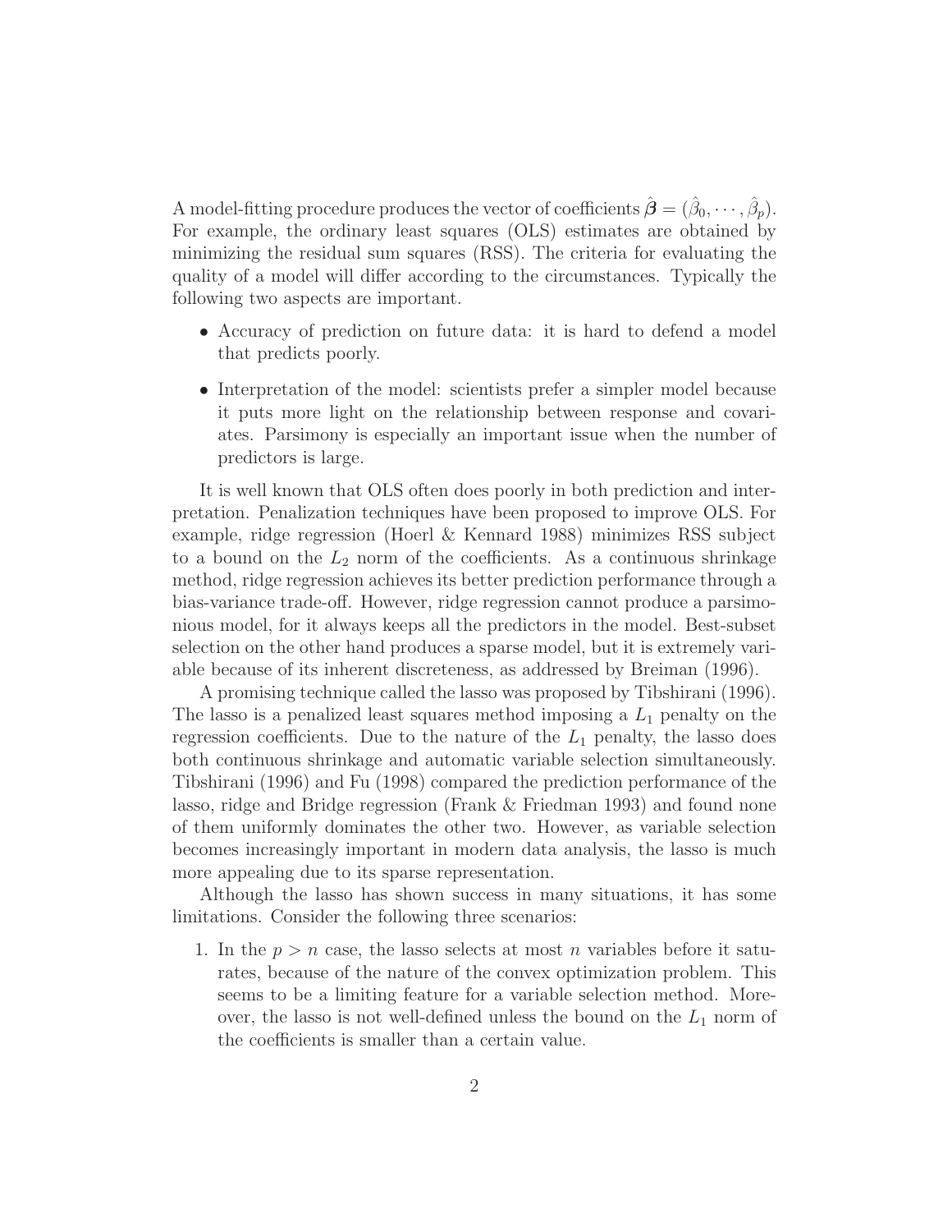A model-fitting procedure produces the vector of coefficients $\hat{\boldsymbol{\beta}} = (\hat{\beta}_0, \cdots, \hat{\beta}_p)$. For example, the ordinary least squares (OLS) estimates are obtained by minimizing the residual sum squares (RSS). The criteria for evaluating the quality of a model will differ according to the circumstances. Typically the following two aspects are important.

- Accuracy of prediction on future data: it is hard to defend a model that predicts poorly.
- Interpretation of the model: scientists prefer a simpler model because it puts more light on the relationship between response and covariates. Parsimony is especially an important issue when the number of predictors is large.

It is well known that OLS often does poorly in both prediction and interpretation. Penalization techniques have been proposed to improve OLS. For example, ridge regression (Hoerl & Kennard 1988) minimizes RSS subject to a bound on the $L_2$ norm of the coefficients. As a continuous shrinkage method, ridge regression achieves its better prediction performance through a bias-variance trade-off. However, ridge regression cannot produce a parsimonious model, for it always keeps all the predictors in the model. Best-subset selection on the other hand produces a sparse model, but it is extremely variable because of its inherent discreteness, as addressed by Breiman (1996).

A promising technique called the lasso was proposed by Tibshirani (1996). The lasso is a penalized least squares method imposing a $L_1$ penalty on the regression coefficients. Due to the nature of the $L_1$ penalty, the lasso does both continuous shrinkage and automatic variable selection simultaneously. Tibshirani (1996) and Fu (1998) compared the prediction performance of the lasso, ridge and Bridge regression (Frank & Friedman 1993) and found none of them uniformly dominates the other two. However, as variable selection becomes increasingly important in modern data analysis, the lasso is much more appealing due to its sparse representation.

Although the lasso has shown success in many situations, it has some limitations. Consider the following three scenarios:

1. In the $p > n$ case, the lasso selects at most $n$ variables before it saturates, because of the nature of the convex optimization problem. This seems to be a limiting feature for a variable selection method. Moreover, the lasso is not well-defined unless the bound on the $L_1$ norm of the coefficients is smaller than a certain value.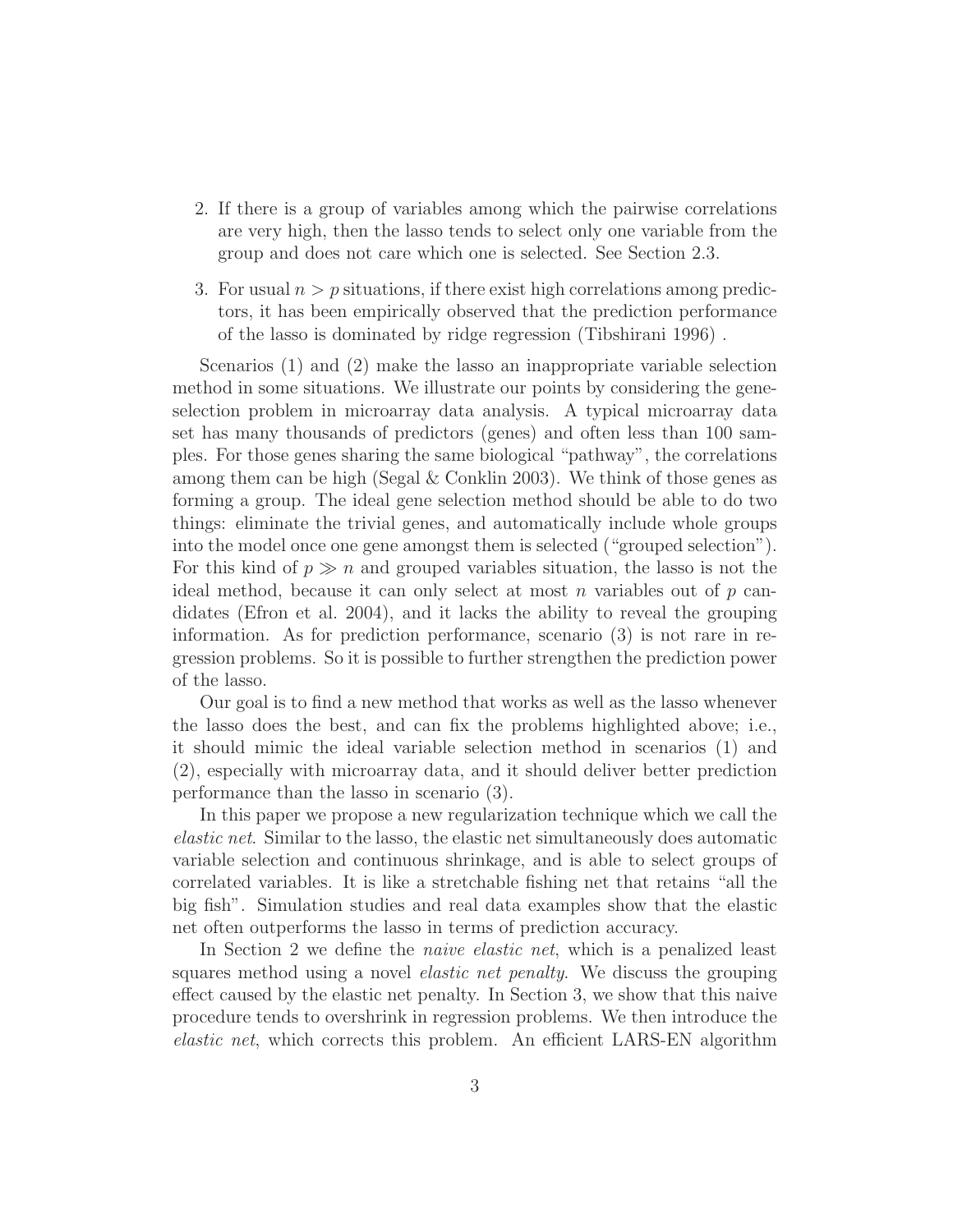2. If there is a group of variables among which the pairwise correlations are very high, then the lasso tends to select only one variable from the group and does not care which one is selected. See Section 2.3.

3. For usual $n > p$ situations, if there exist high correlations among predictors, it has been empirically observed that the prediction performance of the lasso is dominated by ridge regression (Tibshirani 1996) .

Scenarios (1) and (2) make the lasso an inappropriate variable selection method in some situations. We illustrate our points by considering the gene-selection problem in microarray data analysis. A typical microarray data set has many thousands of predictors (genes) and often less than 100 samples. For those genes sharing the same biological "pathway", the correlations among them can be high (Segal & Conklin 2003). We think of those genes as forming a group. The ideal gene selection method should be able to do two things: eliminate the trivial genes, and automatically include whole groups into the model once one gene amongst them is selected ("grouped selection"). For this kind of $p \gg n$ and grouped variables situation, the lasso is not the ideal method, because it can only select at most $n$ variables out of $p$ candidates (Efron et al. 2004), and it lacks the ability to reveal the grouping information. As for prediction performance, scenario (3) is not rare in regression problems. So it is possible to further strengthen the prediction power of the lasso.

Our goal is to find a new method that works as well as the lasso whenever the lasso does the best, and can fix the problems highlighted above; i.e., it should mimic the ideal variable selection method in scenarios (1) and (2), especially with microarray data, and it should deliver better prediction performance than the lasso in scenario (3).

In this paper we propose a new regularization technique which we call the *elastic net*. Similar to the lasso, the elastic net simultaneously does automatic variable selection and continuous shrinkage, and is able to select groups of correlated variables. It is like a stretchable fishing net that retains "all the big fish". Simulation studies and real data examples show that the elastic net often outperforms the lasso in terms of prediction accuracy.

In Section 2 we define the *naive elastic net*, which is a penalized least squares method using a novel *elastic net penalty*. We discuss the grouping effect caused by the elastic net penalty. In Section 3, we show that this naive procedure tends to overshrink in regression problems. We then introduce the *elastic net*, which corrects this problem. An efficient LARS-EN algorithm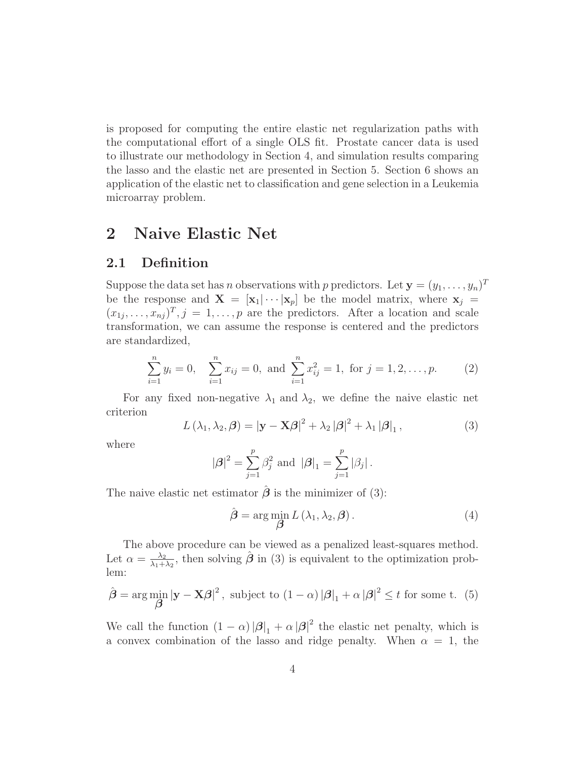is proposed for computing the entire elastic net regularization paths with the computational effort of a single OLS fit. Prostate cancer data is used to illustrate our methodology in Section 4, and simulation results comparing the lasso and the elastic net are presented in Section 5. Section 6 shows an application of the elastic net to classification and gene selection in a Leukemia microarray problem.

# 2 Naive Elastic Net

## 2.1 Definition

Suppose the data set has $n$ observations with $p$ predictors. Let $\mathbf{y} = (y_1, \ldots, y_n)^T$ be the response and $\mathbf{X} = [\mathbf{x}_1 | \cdots | \mathbf{x}_p]$ be the model matrix, where $\mathbf{x}_j = (x_{1j}, \ldots, x_{nj})^T, j = 1, \ldots, p$ are the predictors. After a location and scale transformation, we can assume the response is centered and the predictors are standardized,

$$\sum_{i=1}^{n} y_i = 0, \quad \sum_{i=1}^{n} x_{ij} = 0, \text{ and } \sum_{i=1}^{n} x_{ij}^2 = 1, \text{ for } j = 1, 2, \ldots, p. \tag{2}$$

For any fixed non-negative $\lambda_1$ and $\lambda_2$, we define the naive elastic net criterion

$$L(\lambda_1, \lambda_2, \boldsymbol{\beta}) = |\mathbf{y} - \mathbf{X}\boldsymbol{\beta}|^2 + \lambda_2 |\boldsymbol{\beta}|^2 + \lambda_1 |\boldsymbol{\beta}|_1, \tag{3}$$

where

$$|\boldsymbol{\beta}|^2 = \sum_{j=1}^{p} \beta_j^2 \text{ and } |\boldsymbol{\beta}|_1 = \sum_{j=1}^{p} |\beta_j|.$$

The naive elastic net estimator $\hat{\boldsymbol{\beta}}$ is the minimizer of (3):

$$\hat{\boldsymbol{\beta}} = \arg\min_{\boldsymbol{\beta}} L(\lambda_1, \lambda_2, \boldsymbol{\beta}). \tag{4}$$

The above procedure can be viewed as a penalized least-squares method. Let $\alpha = \frac{\lambda_2}{\lambda_1 + \lambda_2}$, then solving $\hat{\boldsymbol{\beta}}$ in (3) is equivalent to the optimization problem:

$$\hat{\boldsymbol{\beta}} = \arg\min_{\boldsymbol{\beta}} |\mathbf{y} - \mathbf{X}\boldsymbol{\beta}|^2, \text{ subject to } (1 - \alpha)|\boldsymbol{\beta}|_1 + \alpha |\boldsymbol{\beta}|^2 \leq t \text{ for some t.} \tag{5}$$

We call the function $(1 - \alpha)|\boldsymbol{\beta}|_1 + \alpha |\boldsymbol{\beta}|^2$ the elastic net penalty, which is a convex combination of the lasso and ridge penalty. When $\alpha = 1$, the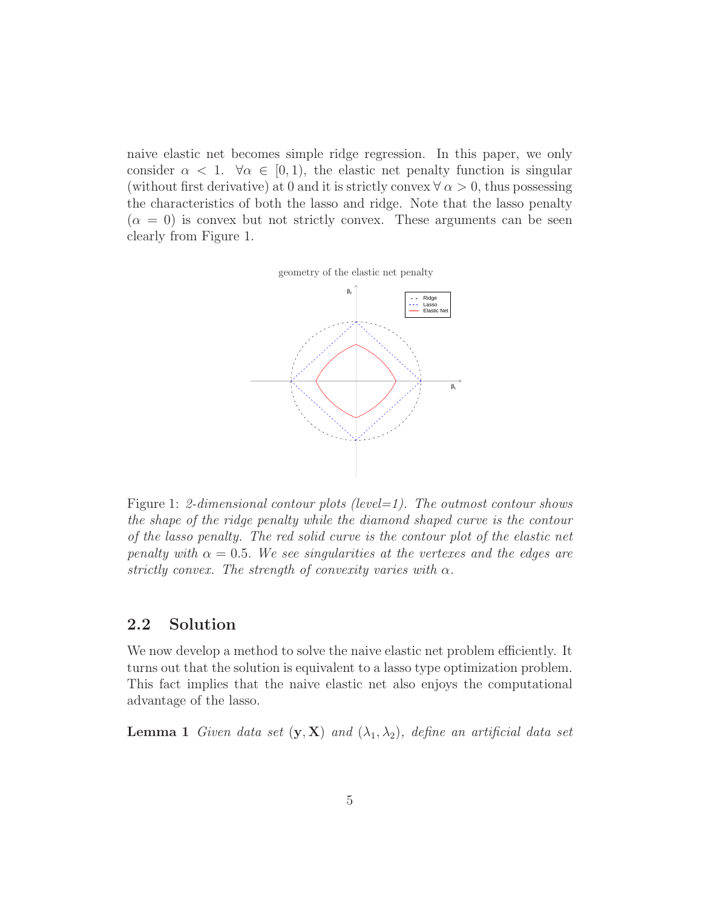naive elastic net becomes simple ridge regression. In this paper, we only consider $\alpha < 1$. $\forall \alpha \in [0, 1)$, the elastic net penalty function is singular (without first derivative) at 0 and it is strictly convex $\forall \alpha > 0$, thus possessing the characteristics of both the lasso and ridge. Note that the lasso penalty ($\alpha = 0$) is convex but not strictly convex. These arguments can be seen clearly from Figure 1.

Figure 1: *2-dimensional contour plots (level=1). The outmost contour shows the shape of the ridge penalty while the diamond shaped curve is the contour of the lasso penalty. The red solid curve is the contour plot of the elastic net penalty with $\alpha = 0.5$. We see singularities at the vertexes and the edges are strictly convex. The strength of convexity varies with $\alpha$.*

## 2.2 Solution

We now develop a method to solve the naive elastic net problem efficiently. It turns out that the solution is equivalent to a lasso type optimization problem. This fact implies that the naive elastic net also enjoys the computational advantage of the lasso.

**Lemma 1** *Given data set $(\mathbf{y}, \mathbf{X})$ and $(\lambda_1, \lambda_2)$, define an artificial data set*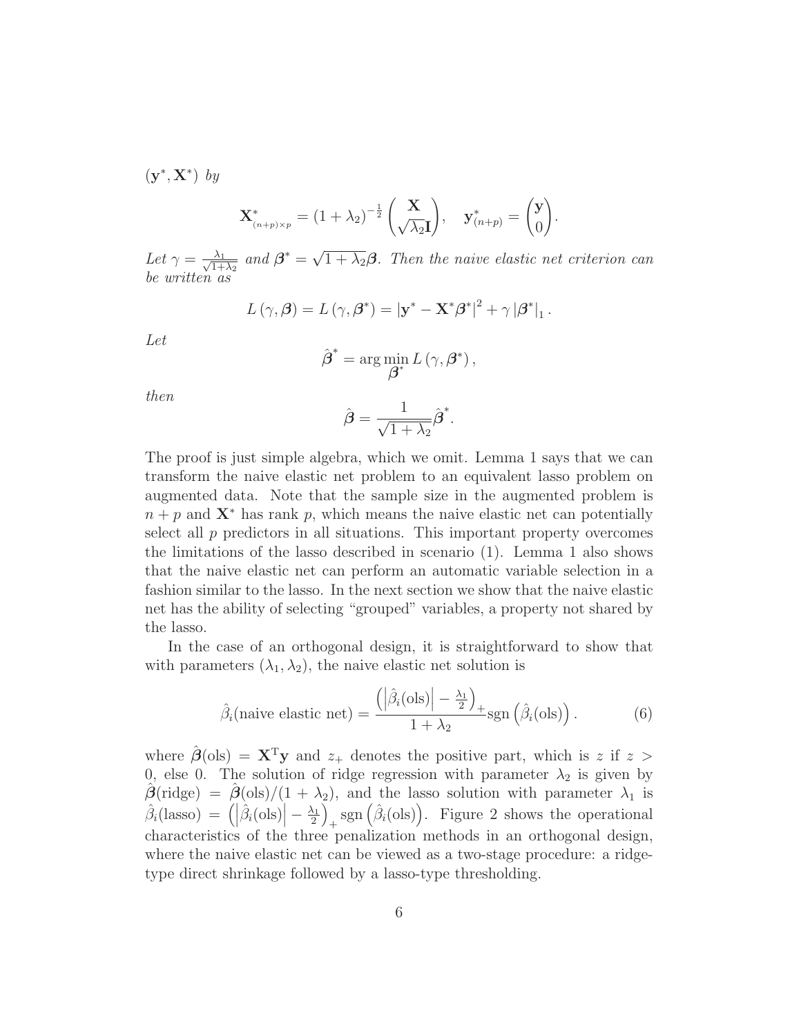$(\mathbf{y}^*, \mathbf{X}^*)$ *by*

$$\mathbf{X}^*_{(n+p)\times p} = (1+\lambda_2)^{-\frac{1}{2}} \begin{pmatrix} \mathbf{X} \\ \sqrt{\lambda_2}\mathbf{I} \end{pmatrix}, \quad \mathbf{y}^*_{(n+p)} = \begin{pmatrix} \mathbf{y} \\ 0 \end{pmatrix}.$$

*Let* $\gamma = \frac{\lambda_1}{\sqrt{1+\lambda_2}}$ *and* $\boldsymbol{\beta}^* = \sqrt{1+\lambda_2}\boldsymbol{\beta}$*. Then the naive elastic net criterion can be written as*

$$L(\gamma, \boldsymbol{\beta}) = L(\gamma, \boldsymbol{\beta}^*) = |\mathbf{y}^* - \mathbf{X}^*\boldsymbol{\beta}^*|^2 + \gamma |\boldsymbol{\beta}^*|_1 .$$

*Let*

$$\hat{\boldsymbol{\beta}}^* = \arg\min_{\boldsymbol{\beta}^*} L(\gamma, \boldsymbol{\beta}^*),$$

*then*

$$\hat{\boldsymbol{\beta}} = \frac{1}{\sqrt{1+\lambda_2}}\hat{\boldsymbol{\beta}}^*.$$

The proof is just simple algebra, which we omit. Lemma 1 says that we can transform the naive elastic net problem to an equivalent lasso problem on augmented data. Note that the sample size in the augmented problem is $n + p$ and $\mathbf{X}^*$ has rank $p$, which means the naive elastic net can potentially select all $p$ predictors in all situations. This important property overcomes the limitations of the lasso described in scenario (1). Lemma 1 also shows that the naive elastic net can perform an automatic variable selection in a fashion similar to the lasso. In the next section we show that the naive elastic net has the ability of selecting "grouped" variables, a property not shared by the lasso.

In the case of an orthogonal design, it is straightforward to show that with parameters $(\lambda_1, \lambda_2)$, the naive elastic net solution is

$$\hat{\beta}_i(\text{naive elastic net}) = \frac{\left(\left|\hat{\beta}_i(\text{ols})\right| - \frac{\lambda_1}{2}\right)_+}{1+\lambda_2}\operatorname{sgn}\left(\hat{\beta}_i(\text{ols})\right). \tag{6}$$

where $\hat{\boldsymbol{\beta}}(\text{ols}) = \mathbf{X}^{\mathrm{T}}\mathbf{y}$ and $z_+$ denotes the positive part, which is $z$ if $z > 0$, else 0. The solution of ridge regression with parameter $\lambda_2$ is given by $\hat{\boldsymbol{\beta}}(\text{ridge}) = \hat{\boldsymbol{\beta}}(\text{ols})/(1+\lambda_2)$, and the lasso solution with parameter $\lambda_1$ is $\hat{\beta}_i(\text{lasso}) = \left(\left|\hat{\beta}_i(\text{ols})\right| - \frac{\lambda_1}{2}\right)_+ \operatorname{sgn}\left(\hat{\beta}_i(\text{ols})\right)$. Figure 2 shows the operational characteristics of the three penalization methods in an orthogonal design, where the naive elastic net can be viewed as a two-stage procedure: a ridge-type direct shrinkage followed by a lasso-type thresholding.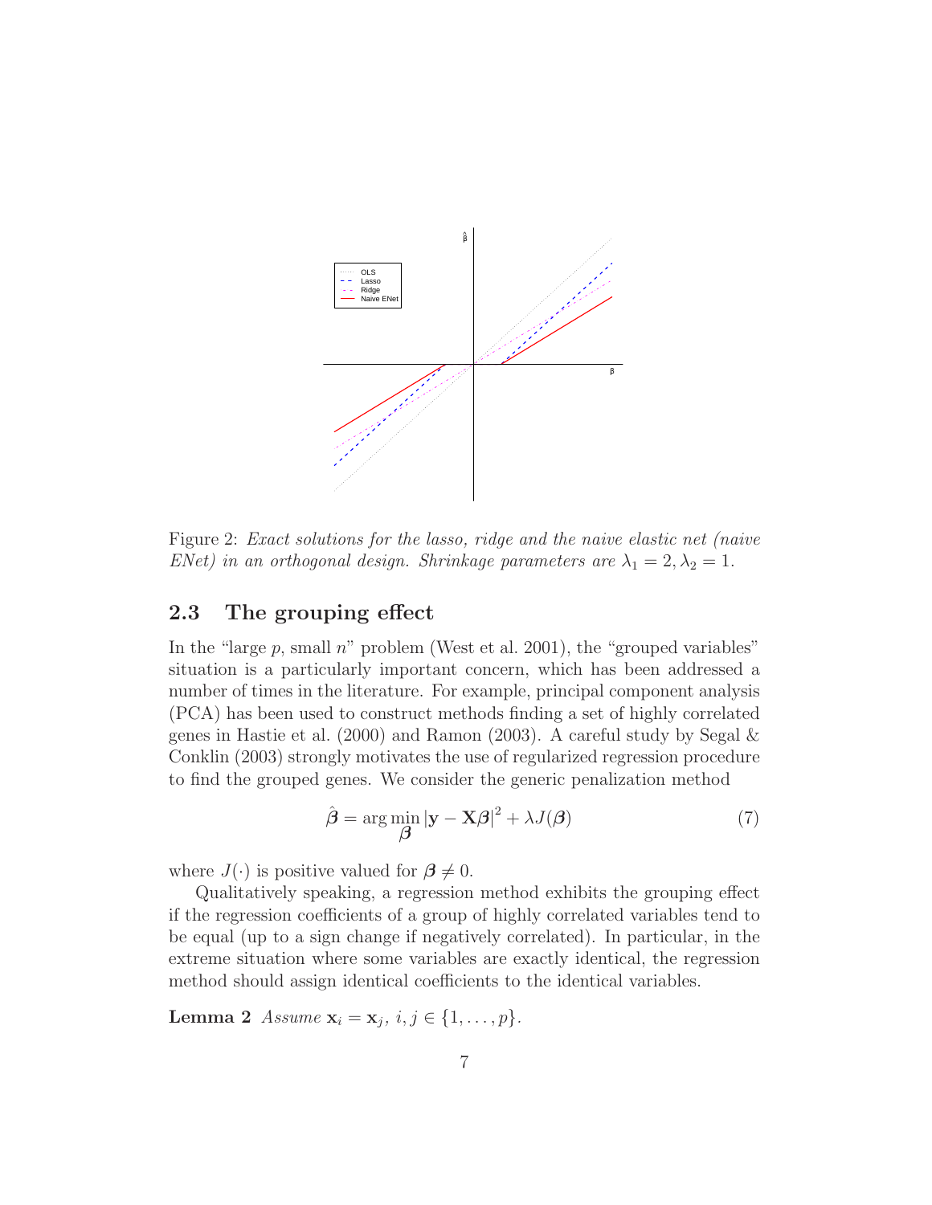Figure 2: *Exact solutions for the lasso, ridge and the naive elastic net (naive ENet) in an orthogonal design. Shrinkage parameters are $\lambda_1 = 2, \lambda_2 = 1$.*

### 2.3 The grouping effect

In the "large $p$, small $n$" problem (West et al. 2001), the "grouped variables" situation is a particularly important concern, which has been addressed a number of times in the literature. For example, principal component analysis (PCA) has been used to construct methods finding a set of highly correlated genes in Hastie et al. (2000) and Ramon (2003). A careful study by Segal & Conklin (2003) strongly motivates the use of regularized regression procedure to find the grouped genes. We consider the generic penalization method

$$\hat{\boldsymbol{\beta}} = \arg\min_{\boldsymbol{\beta}} |\mathbf{y} - \mathbf{X}\boldsymbol{\beta}|^2 + \lambda J(\boldsymbol{\beta}) \tag{7}$$

where $J(\cdot)$ is positive valued for $\boldsymbol{\beta} \neq 0$.

Qualitatively speaking, a regression method exhibits the grouping effect if the regression coefficients of a group of highly correlated variables tend to be equal (up to a sign change if negatively correlated). In particular, in the extreme situation where some variables are exactly identical, the regression method should assign identical coefficients to the identical variables.

**Lemma 2** *Assume $\mathbf{x}_i = \mathbf{x}_j$, $i, j \in \{1, \ldots, p\}$.*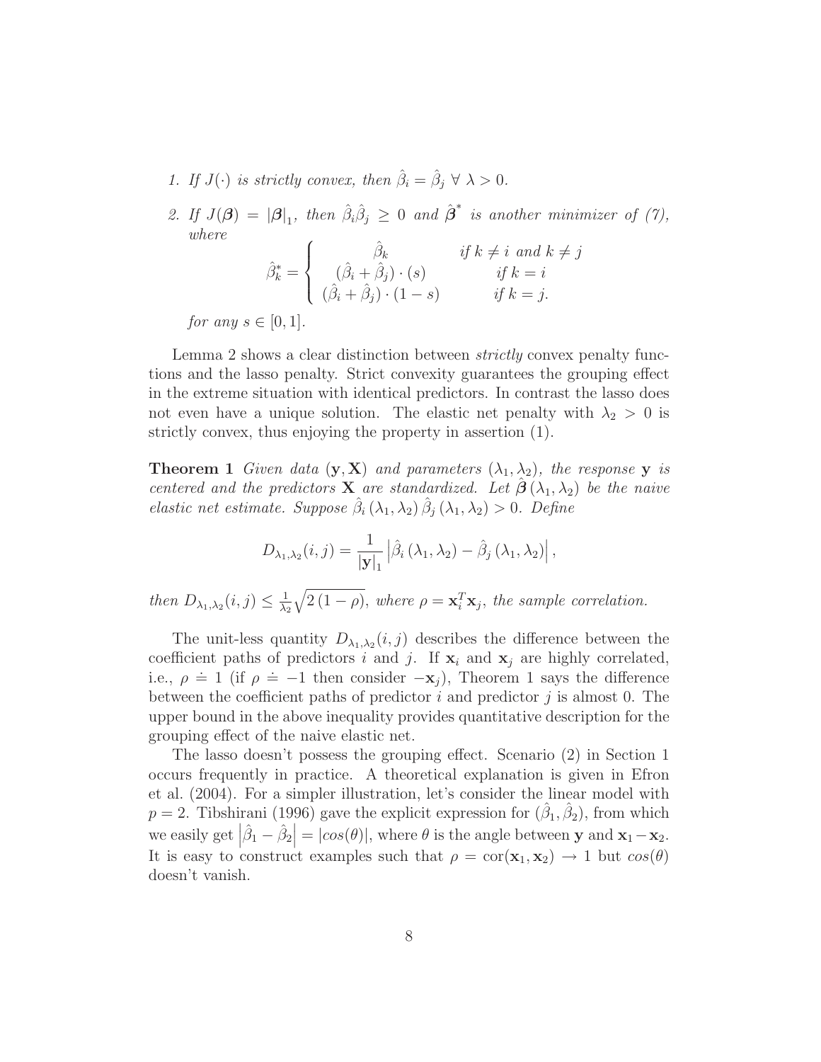1. *If $J(\cdot)$ is strictly convex, then $\hat{\beta}_i = \hat{\beta}_j \ \forall \ \lambda > 0$.*

2. *If $J(\boldsymbol{\beta}) = |\boldsymbol{\beta}|_1$, then $\hat{\beta}_i \hat{\beta}_j \geq 0$ and $\hat{\boldsymbol{\beta}}^*$ is another minimizer of (7), where*

$$\hat{\beta}_k^* = \begin{cases} \hat{\beta}_k & \text{if } k \neq i \text{ and } k \neq j \\ (\hat{\beta}_i + \hat{\beta}_j) \cdot (s) & \text{if } k = i \\ (\hat{\beta}_i + \hat{\beta}_j) \cdot (1 - s) & \text{if } k = j. \end{cases}$$

*for any $s \in [0, 1]$.*

Lemma 2 shows a clear distinction between *strictly* convex penalty functions and the lasso penalty. Strict convexity guarantees the grouping effect in the extreme situation with identical predictors. In contrast the lasso does not even have a unique solution. The elastic net penalty with $\lambda_2 > 0$ is strictly convex, thus enjoying the property in assertion (1).

**Theorem 1** *Given data $(\mathbf{y}, \mathbf{X})$ and parameters $(\lambda_1, \lambda_2)$, the response $\mathbf{y}$ is centered and the predictors $\mathbf{X}$ are standardized. Let $\hat{\boldsymbol{\beta}}(\lambda_1, \lambda_2)$ be the naive elastic net estimate. Suppose $\hat{\beta}_i(\lambda_1, \lambda_2) \hat{\beta}_j(\lambda_1, \lambda_2) > 0$. Define*

$$D_{\lambda_1, \lambda_2}(i, j) = \frac{1}{|\mathbf{y}|_1} \left| \hat{\beta}_i(\lambda_1, \lambda_2) - \hat{\beta}_j(\lambda_1, \lambda_2) \right|,$$

*then $D_{\lambda_1, \lambda_2}(i, j) \leq \frac{1}{\lambda_2} \sqrt{2(1 - \rho)}$, where $\rho = \mathbf{x}_i^T \mathbf{x}_j$, the sample correlation.*

The unit-less quantity $D_{\lambda_1, \lambda_2}(i, j)$ describes the difference between the coefficient paths of predictors $i$ and $j$. If $\mathbf{x}_i$ and $\mathbf{x}_j$ are highly correlated, i.e., $\rho \doteq 1$ (if $\rho \doteq -1$ then consider $-\mathbf{x}_j$), Theorem 1 says the difference between the coefficient paths of predictor $i$ and predictor $j$ is almost 0. The upper bound in the above inequality provides quantitative description for the grouping effect of the naive elastic net.

The lasso doesn't possess the grouping effect. Scenario (2) in Section 1 occurs frequently in practice. A theoretical explanation is given in Efron et al. (2004). For a simpler illustration, let's consider the linear model with $p = 2$. Tibshirani (1996) gave the explicit expression for $(\hat{\beta}_1, \hat{\beta}_2)$, from which we easily get $\left|\hat{\beta}_1 - \hat{\beta}_2\right| = |cos(\theta)|$, where $\theta$ is the angle between $\mathbf{y}$ and $\mathbf{x}_1 - \mathbf{x}_2$. It is easy to construct examples such that $\rho = \text{cor}(\mathbf{x}_1, \mathbf{x}_2) \to 1$ but $cos(\theta)$ doesn't vanish.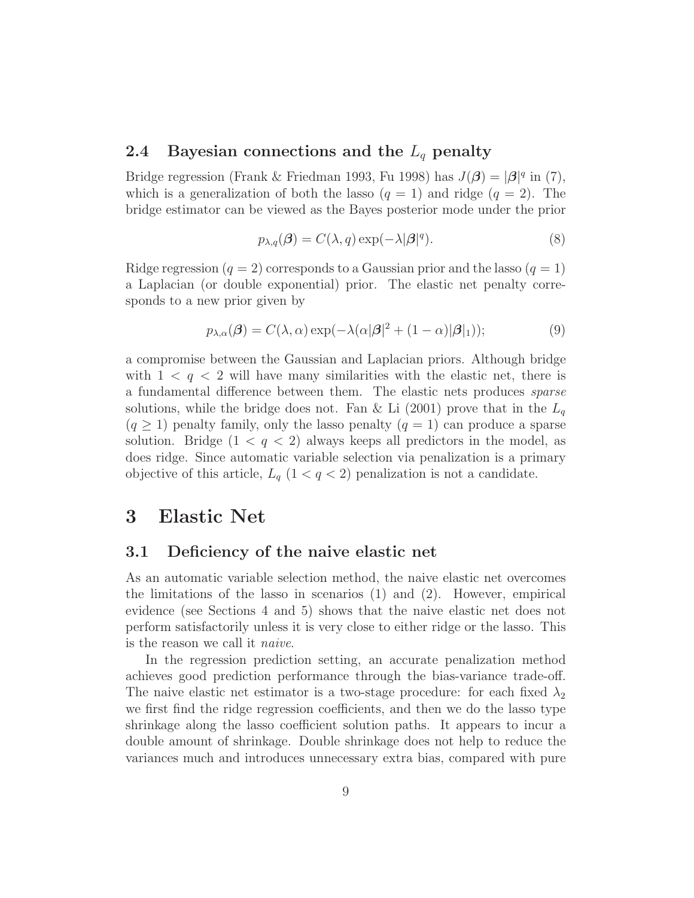### 2.4 Bayesian connections and the $L_q$ penalty

Bridge regression (Frank & Friedman 1993, Fu 1998) has $J(\boldsymbol{\beta}) = |\boldsymbol{\beta}|^q$ in (7), which is a generalization of both the lasso ($q = 1$) and ridge ($q = 2$). The bridge estimator can be viewed as the Bayes posterior mode under the prior

$$p_{\lambda,q}(\boldsymbol{\beta}) = C(\lambda, q) \exp(-\lambda |\boldsymbol{\beta}|^q). \tag{8}$$

Ridge regression ($q = 2$) corresponds to a Gaussian prior and the lasso ($q = 1$) a Laplacian (or double exponential) prior. The elastic net penalty corresponds to a new prior given by

$$p_{\lambda,\alpha}(\boldsymbol{\beta}) = C(\lambda, \alpha) \exp(-\lambda(\alpha|\boldsymbol{\beta}|^2 + (1-\alpha)|\boldsymbol{\beta}|_1)); \tag{9}$$

a compromise between the Gaussian and Laplacian priors. Although bridge with $1 < q < 2$ will have many similarities with the elastic net, there is a fundamental difference between them. The elastic nets produces *sparse* solutions, while the bridge does not. Fan & Li (2001) prove that in the $L_q$ ($q \geq 1$) penalty family, only the lasso penalty ($q = 1$) can produce a sparse solution. Bridge ($1 < q < 2$) always keeps all predictors in the model, as does ridge. Since automatic variable selection via penalization is a primary objective of this article, $L_q$ ($1 < q < 2$) penalization is not a candidate.

# 3 Elastic Net

### 3.1 Deficiency of the naive elastic net

As an automatic variable selection method, the naive elastic net overcomes the limitations of the lasso in scenarios (1) and (2). However, empirical evidence (see Sections 4 and 5) shows that the naive elastic net does not perform satisfactorily unless it is very close to either ridge or the lasso. This is the reason we call it *naive*.

In the regression prediction setting, an accurate penalization method achieves good prediction performance through the bias-variance trade-off. The naive elastic net estimator is a two-stage procedure: for each fixed $\lambda_2$ we first find the ridge regression coefficients, and then we do the lasso type shrinkage along the lasso coefficient solution paths. It appears to incur a double amount of shrinkage. Double shrinkage does not help to reduce the variances much and introduces unnecessary extra bias, compared with pure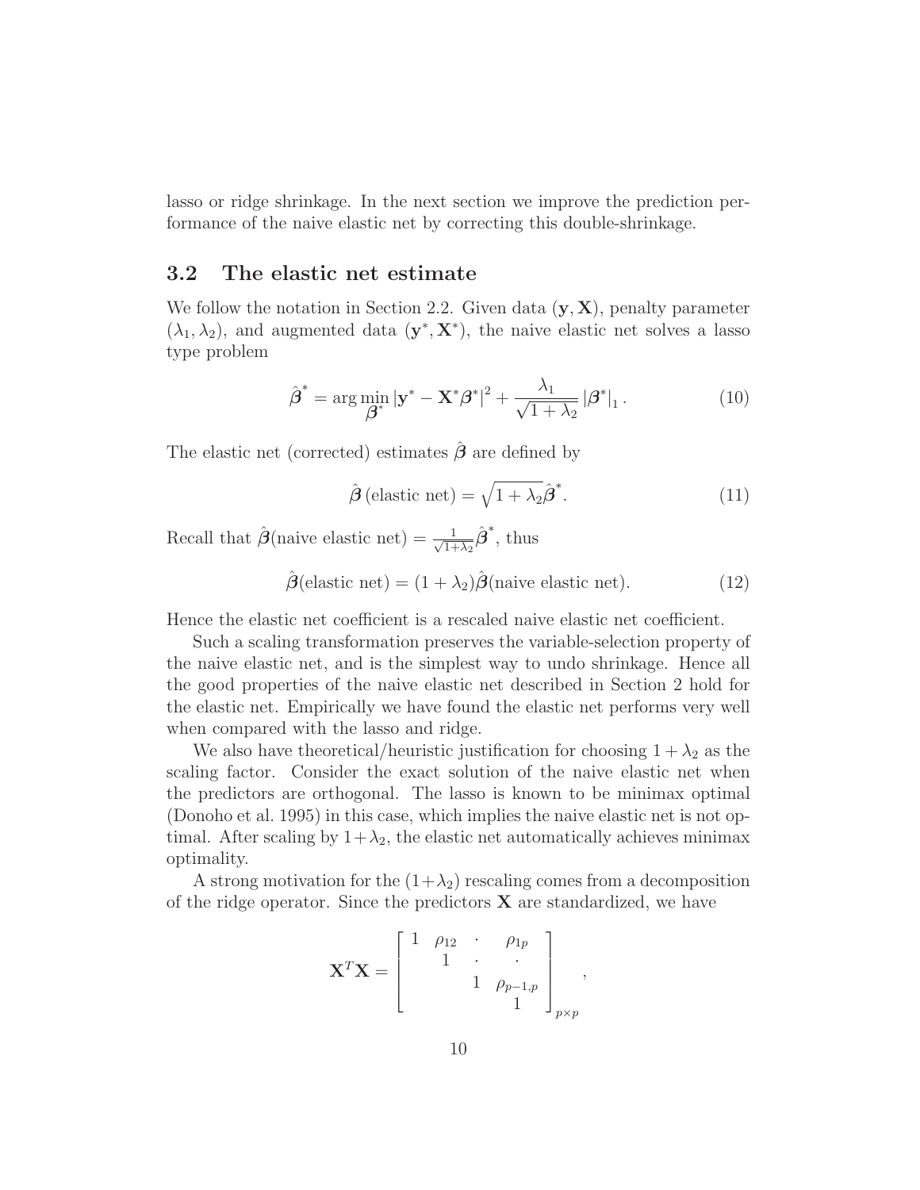lasso or ridge shrinkage. In the next section we improve the prediction performance of the naive elastic net by correcting this double-shrinkage.

### 3.2 The elastic net estimate

We follow the notation in Section 2.2. Given data $(\mathbf{y}, \mathbf{X})$, penalty parameter $(\lambda_1, \lambda_2)$, and augmented data $(\mathbf{y}^*, \mathbf{X}^*)$, the naive elastic net solves a lasso type problem

$$\hat{\boldsymbol{\beta}}^* = \arg\min_{\boldsymbol{\beta}^*} |\mathbf{y}^* - \mathbf{X}^*\boldsymbol{\beta}^*|^2 + \frac{\lambda_1}{\sqrt{1+\lambda_2}} |\boldsymbol{\beta}^*|_1. \tag{10}$$

The elastic net (corrected) estimates $\hat{\boldsymbol{\beta}}$ are defined by

$$\hat{\boldsymbol{\beta}} \,(\text{elastic net}) = \sqrt{1+\lambda_2}\hat{\boldsymbol{\beta}}^*. \tag{11}$$

Recall that $\hat{\boldsymbol{\beta}}(\text{naive elastic net}) = \frac{1}{\sqrt{1+\lambda_2}}\hat{\boldsymbol{\beta}}^*$, thus

$$\hat{\boldsymbol{\beta}}(\text{elastic net}) = (1+\lambda_2)\hat{\boldsymbol{\beta}}(\text{naive elastic net}). \tag{12}$$

Hence the elastic net coefficient is a rescaled naive elastic net coefficient.

Such a scaling transformation preserves the variable-selection property of the naive elastic net, and is the simplest way to undo shrinkage. Hence all the good properties of the naive elastic net described in Section 2 hold for the elastic net. Empirically we have found the elastic net performs very well when compared with the lasso and ridge.

We also have theoretical/heuristic justification for choosing $1+\lambda_2$ as the scaling factor. Consider the exact solution of the naive elastic net when the predictors are orthogonal. The lasso is known to be minimax optimal (Donoho et al. 1995) in this case, which implies the naive elastic net is not optimal. After scaling by $1+\lambda_2$, the elastic net automatically achieves minimax optimality.

A strong motivation for the $(1+\lambda_2)$ rescaling comes from a decomposition of the ridge operator. Since the predictors $\mathbf{X}$ are standardized, we have

$$\mathbf{X}^T\mathbf{X} = \begin{bmatrix} 1 & \rho_{12} & \cdot & \rho_{1p} & \\ & 1 & \cdot & \cdot & \\ & & 1 & \rho_{p-1,p} & \\ & & & 1 & \end{bmatrix}_{p \times p},$$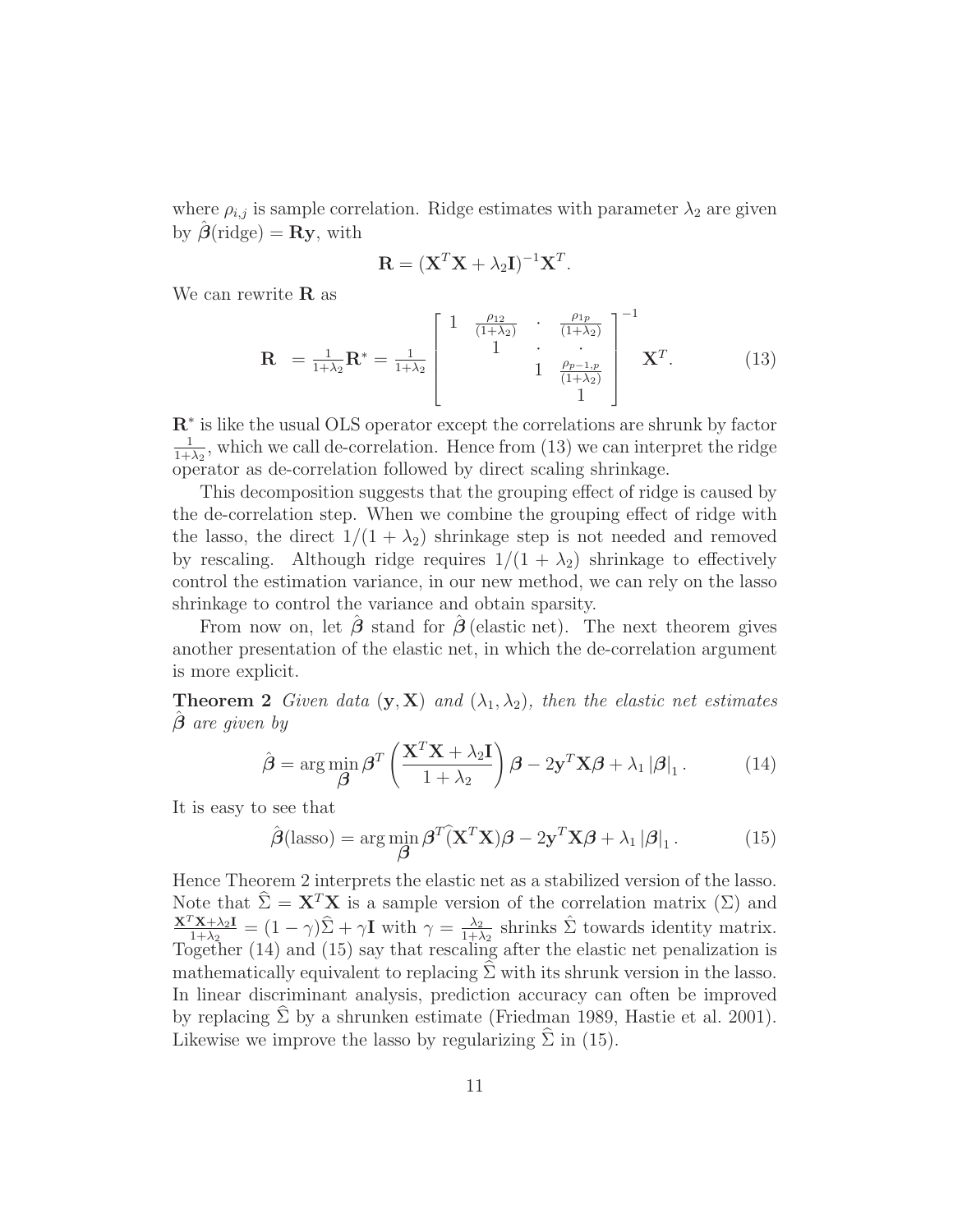where $\rho_{i,j}$ is sample correlation. Ridge estimates with parameter $\lambda_2$ are given by $\hat{\boldsymbol{\beta}}(\text{ridge}) = \mathbf{R}\mathbf{y}$, with

$$\mathbf{R} = (\mathbf{X}^T\mathbf{X} + \lambda_2\mathbf{I})^{-1}\mathbf{X}^T.$$

We can rewrite $\mathbf{R}$ as

$$\mathbf{R} \;= \tfrac{1}{1+\lambda_2}\mathbf{R}^* = \tfrac{1}{1+\lambda_2}\begin{bmatrix} 1 & \frac{\rho_{12}}{(1+\lambda_2)} & \cdot & \frac{\rho_{1p}}{(1+\lambda_2)} \\ & 1 & \cdot & \cdot \\ & & 1 & \frac{\rho_{p-1,p}}{(1+\lambda_2)} \\ & & & 1 \end{bmatrix}^{-1} \mathbf{X}^T. \tag{13}$$

$\mathbf{R}^*$ is like the usual OLS operator except the correlations are shrunk by factor $\frac{1}{1+\lambda_2}$, which we call de-correlation. Hence from (13) we can interpret the ridge operator as de-correlation followed by direct scaling shrinkage.

This decomposition suggests that the grouping effect of ridge is caused by the de-correlation step. When we combine the grouping effect of ridge with the lasso, the direct $1/(1+\lambda_2)$ shrinkage step is not needed and removed by rescaling. Although ridge requires $1/(1+\lambda_2)$ shrinkage to effectively control the estimation variance, in our new method, we can rely on the lasso shrinkage to control the variance and obtain sparsity.

From now on, let $\hat{\boldsymbol{\beta}}$ stand for $\hat{\boldsymbol{\beta}}$ (elastic net). The next theorem gives another presentation of the elastic net, in which the de-correlation argument is more explicit.

**Theorem 2** *Given data $(\mathbf{y}, \mathbf{X})$ and $(\lambda_1, \lambda_2)$, then the elastic net estimates $\hat{\boldsymbol{\beta}}$ are given by*

$$\hat{\boldsymbol{\beta}} = \arg\min_{\boldsymbol{\beta}} \boldsymbol{\beta}^T \left( \frac{\mathbf{X}^T\mathbf{X} + \lambda_2\mathbf{I}}{1+\lambda_2} \right) \boldsymbol{\beta} - 2\mathbf{y}^T\mathbf{X}\boldsymbol{\beta} + \lambda_1 |\boldsymbol{\beta}|_1. \tag{14}$$

It is easy to see that

$$\hat{\boldsymbol{\beta}}(\text{lasso}) = \arg\min_{\boldsymbol{\beta}} \boldsymbol{\beta}^T \widehat{(\mathbf{X}^T\mathbf{X})} \boldsymbol{\beta} - 2\mathbf{y}^T\mathbf{X}\boldsymbol{\beta} + \lambda_1 |\boldsymbol{\beta}|_1. \tag{15}$$

Hence Theorem 2 interprets the elastic net as a stabilized version of the lasso. Note that $\widehat{\Sigma} = \mathbf{X}^T\mathbf{X}$ is a sample version of the correlation matrix $(\Sigma)$ and $\frac{\mathbf{X}^T\mathbf{X}+\lambda_2\mathbf{I}}{1+\lambda_2} = (1-\gamma)\widehat{\Sigma} + \gamma\mathbf{I}$ with $\gamma = \frac{\lambda_2}{1+\lambda_2}$ shrinks $\hat{\Sigma}$ towards identity matrix. Together (14) and (15) say that rescaling after the elastic net penalization is mathematically equivalent to replacing $\widehat{\Sigma}$ with its shrunk version in the lasso. In linear discriminant analysis, prediction accuracy can often be improved by replacing $\widehat{\Sigma}$ by a shrunken estimate (Friedman 1989, Hastie et al. 2001). Likewise we improve the lasso by regularizing $\widehat{\Sigma}$ in (15).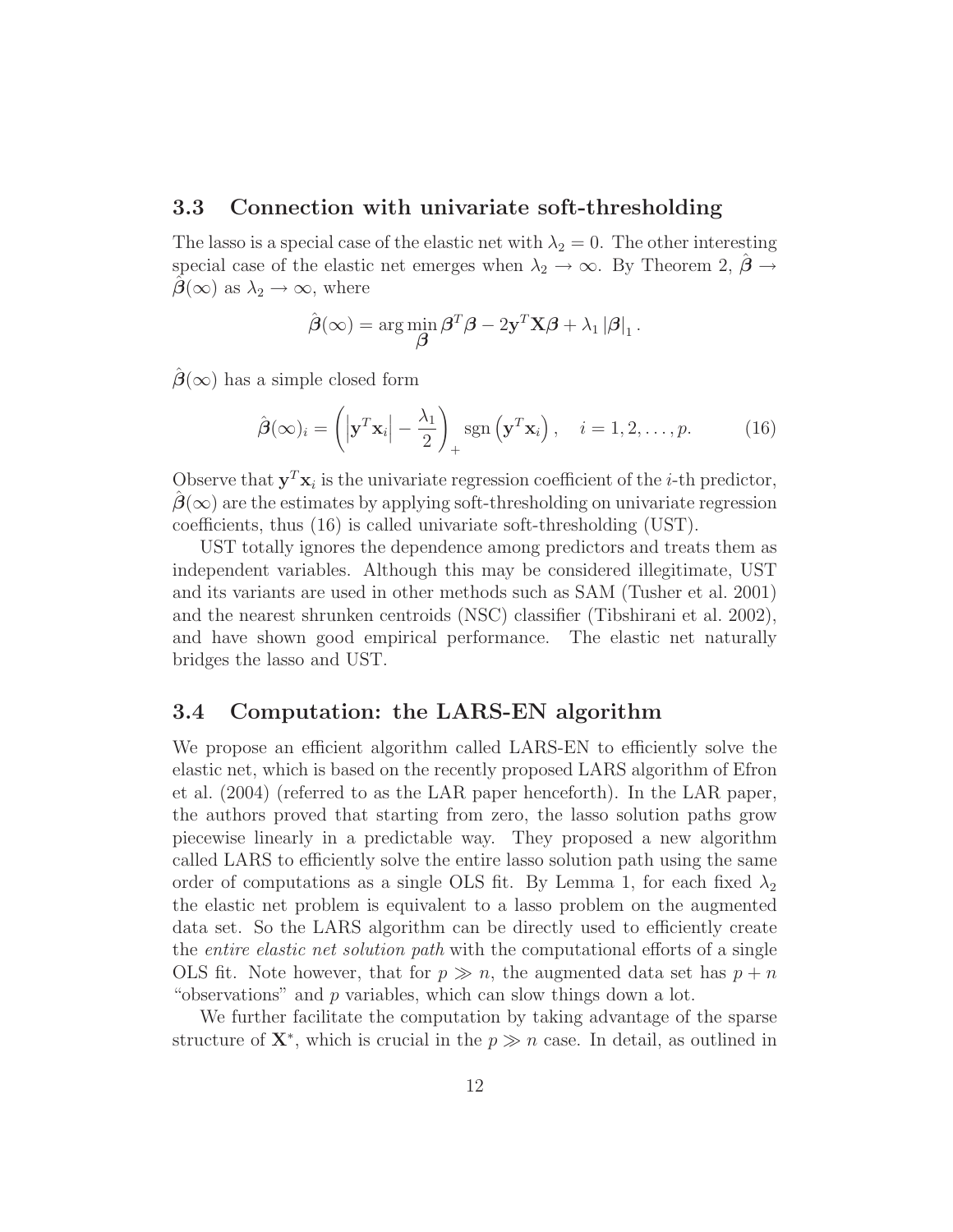## 3.3 Connection with univariate soft-thresholding

The lasso is a special case of the elastic net with $\lambda_2 = 0$. The other interesting special case of the elastic net emerges when $\lambda_2 \to \infty$. By Theorem 2, $\hat{\boldsymbol{\beta}} \to \hat{\boldsymbol{\beta}}(\infty)$ as $\lambda_2 \to \infty$, where

$$\hat{\boldsymbol{\beta}}(\infty) = \arg\min_{\boldsymbol{\beta}} \boldsymbol{\beta}^T \boldsymbol{\beta} - 2\mathbf{y}^T \mathbf{X} \boldsymbol{\beta} + \lambda_1 |\boldsymbol{\beta}|_1 .$$

$\hat{\boldsymbol{\beta}}(\infty)$ has a simple closed form

$$\hat{\boldsymbol{\beta}}(\infty)_i = \left( \left| \mathbf{y}^T \mathbf{x}_i \right| - \frac{\lambda_1}{2} \right)_+ \operatorname{sgn}\left( \mathbf{y}^T \mathbf{x}_i \right), \quad i = 1, 2, \ldots, p. \tag{16}$$

Observe that $\mathbf{y}^T \mathbf{x}_i$ is the univariate regression coefficient of the $i$-th predictor, $\hat{\boldsymbol{\beta}}(\infty)$ are the estimates by applying soft-thresholding on univariate regression coefficients, thus (16) is called univariate soft-thresholding (UST).

UST totally ignores the dependence among predictors and treats them as independent variables. Although this may be considered illegitimate, UST and its variants are used in other methods such as SAM (Tusher et al. 2001) and the nearest shrunken centroids (NSC) classifier (Tibshirani et al. 2002), and have shown good empirical performance. The elastic net naturally bridges the lasso and UST.

## 3.4 Computation: the LARS-EN algorithm

We propose an efficient algorithm called LARS-EN to efficiently solve the elastic net, which is based on the recently proposed LARS algorithm of Efron et al. (2004) (referred to as the LAR paper henceforth). In the LAR paper, the authors proved that starting from zero, the lasso solution paths grow piecewise linearly in a predictable way. They proposed a new algorithm called LARS to efficiently solve the entire lasso solution path using the same order of computations as a single OLS fit. By Lemma 1, for each fixed $\lambda_2$ the elastic net problem is equivalent to a lasso problem on the augmented data set. So the LARS algorithm can be directly used to efficiently create the *entire elastic net solution path* with the computational efforts of a single OLS fit. Note however, that for $p \gg n$, the augmented data set has $p + n$ "observations" and $p$ variables, which can slow things down a lot.

We further facilitate the computation by taking advantage of the sparse structure of $\mathbf{X}^*$, which is crucial in the $p \gg n$ case. In detail, as outlined in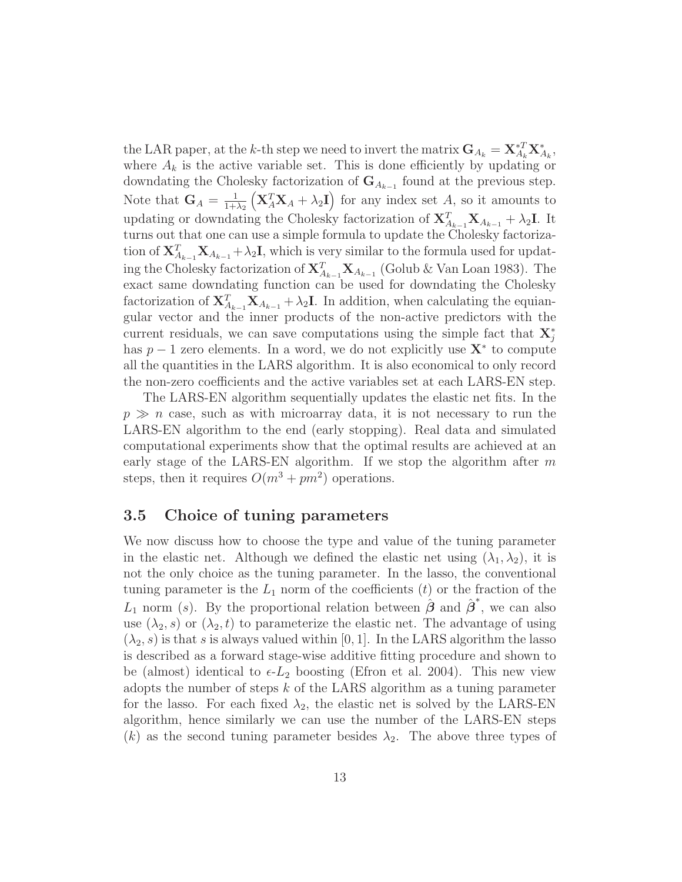the LAR paper, at the $k$-th step we need to invert the matrix $\mathbf{G}_{A_k} = \mathbf{X}^{*T}_{A_k}\mathbf{X}^*_{A_k}$, where $A_k$ is the active variable set. This is done efficiently by updating or downdating the Cholesky factorization of $\mathbf{G}_{A_{k-1}}$ found at the previous step. Note that $\mathbf{G}_A = \frac{1}{1+\lambda_2}\left(\mathbf{X}^T_A\mathbf{X}_A + \lambda_2\mathbf{I}\right)$ for any index set $A$, so it amounts to updating or downdating the Cholesky factorization of $\mathbf{X}^T_{A_{k-1}}\mathbf{X}_{A_{k-1}} + \lambda_2\mathbf{I}$. It turns out that one can use a simple formula to update the Cholesky factorization of $\mathbf{X}^T_{A_{k-1}}\mathbf{X}_{A_{k-1}} + \lambda_2\mathbf{I}$, which is very similar to the formula used for updating the Cholesky factorization of $\mathbf{X}^T_{A_{k-1}}\mathbf{X}_{A_{k-1}}$ (Golub & Van Loan 1983). The exact same downdating function can be used for downdating the Cholesky factorization of $\mathbf{X}^T_{A_{k-1}}\mathbf{X}_{A_{k-1}} + \lambda_2\mathbf{I}$. In addition, when calculating the equiangular vector and the inner products of the non-active predictors with the current residuals, we can save computations using the simple fact that $\mathbf{X}^*_j$ has $p-1$ zero elements. In a word, we do not explicitly use $\mathbf{X}^*$ to compute all the quantities in the LARS algorithm. It is also economical to only record the non-zero coefficients and the active variables set at each LARS-EN step.

The LARS-EN algorithm sequentially updates the elastic net fits. In the $p \gg n$ case, such as with microarray data, it is not necessary to run the LARS-EN algorithm to the end (early stopping). Real data and simulated computational experiments show that the optimal results are achieved at an early stage of the LARS-EN algorithm. If we stop the algorithm after $m$ steps, then it requires $O(m^3 + pm^2)$ operations.

### 3.5 Choice of tuning parameters

We now discuss how to choose the type and value of the tuning parameter in the elastic net. Although we defined the elastic net using $(\lambda_1, \lambda_2)$, it is not the only choice as the tuning parameter. In the lasso, the conventional tuning parameter is the $L_1$ norm of the coefficients ($t$) or the fraction of the $L_1$ norm ($s$). By the proportional relation between $\hat{\boldsymbol{\beta}}$ and $\hat{\boldsymbol{\beta}}^*$, we can also use $(\lambda_2, s)$ or $(\lambda_2, t)$ to parameterize the elastic net. The advantage of using $(\lambda_2, s)$ is that $s$ is always valued within $[0, 1]$. In the LARS algorithm the lasso is described as a forward stage-wise additive fitting procedure and shown to be (almost) identical to $\epsilon$-$L_2$ boosting (Efron et al. 2004). This new view adopts the number of steps $k$ of the LARS algorithm as a tuning parameter for the lasso. For each fixed $\lambda_2$, the elastic net is solved by the LARS-EN algorithm, hence similarly we can use the number of the LARS-EN steps ($k$) as the second tuning parameter besides $\lambda_2$. The above three types of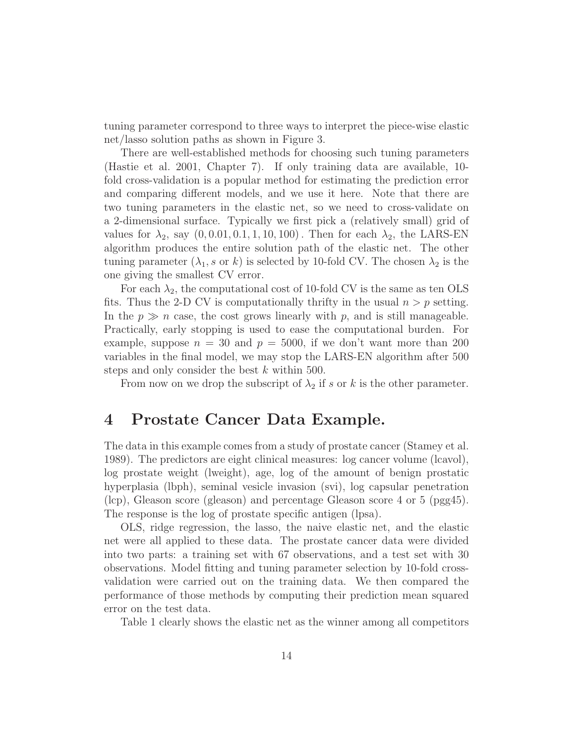tuning parameter correspond to three ways to interpret the piece-wise elastic net/lasso solution paths as shown in Figure 3.

There are well-established methods for choosing such tuning parameters (Hastie et al. 2001, Chapter 7). If only training data are available, 10-fold cross-validation is a popular method for estimating the prediction error and comparing different models, and we use it here. Note that there are two tuning parameters in the elastic net, so we need to cross-validate on a 2-dimensional surface. Typically we first pick a (relatively small) grid of values for $\lambda_2$, say $(0, 0.01, 0.1, 1, 10, 100)$. Then for each $\lambda_2$, the LARS-EN algorithm produces the entire solution path of the elastic net. The other tuning parameter ($\lambda_1$, $s$ or $k$) is selected by 10-fold CV. The chosen $\lambda_2$ is the one giving the smallest CV error.

For each $\lambda_2$, the computational cost of 10-fold CV is the same as ten OLS fits. Thus the 2-D CV is computationally thrifty in the usual $n > p$ setting. In the $p \gg n$ case, the cost grows linearly with $p$, and is still manageable. Practically, early stopping is used to ease the computational burden. For example, suppose $n = 30$ and $p = 5000$, if we don't want more than 200 variables in the final model, we may stop the LARS-EN algorithm after 500 steps and only consider the best $k$ within 500.

From now on we drop the subscript of $\lambda_2$ if $s$ or $k$ is the other parameter.

# 4 Prostate Cancer Data Example.

The data in this example comes from a study of prostate cancer (Stamey et al. 1989). The predictors are eight clinical measures: log cancer volume (lcavol), log prostate weight (lweight), age, log of the amount of benign prostatic hyperplasia (lbph), seminal vesicle invasion (svi), log capsular penetration (lcp), Gleason score (gleason) and percentage Gleason score 4 or 5 (pgg45). The response is the log of prostate specific antigen (lpsa).

OLS, ridge regression, the lasso, the naive elastic net, and the elastic net were all applied to these data. The prostate cancer data were divided into two parts: a training set with 67 observations, and a test set with 30 observations. Model fitting and tuning parameter selection by 10-fold cross-validation were carried out on the training data. We then compared the performance of those methods by computing their prediction mean squared error on the test data.

Table 1 clearly shows the elastic net as the winner among all competitors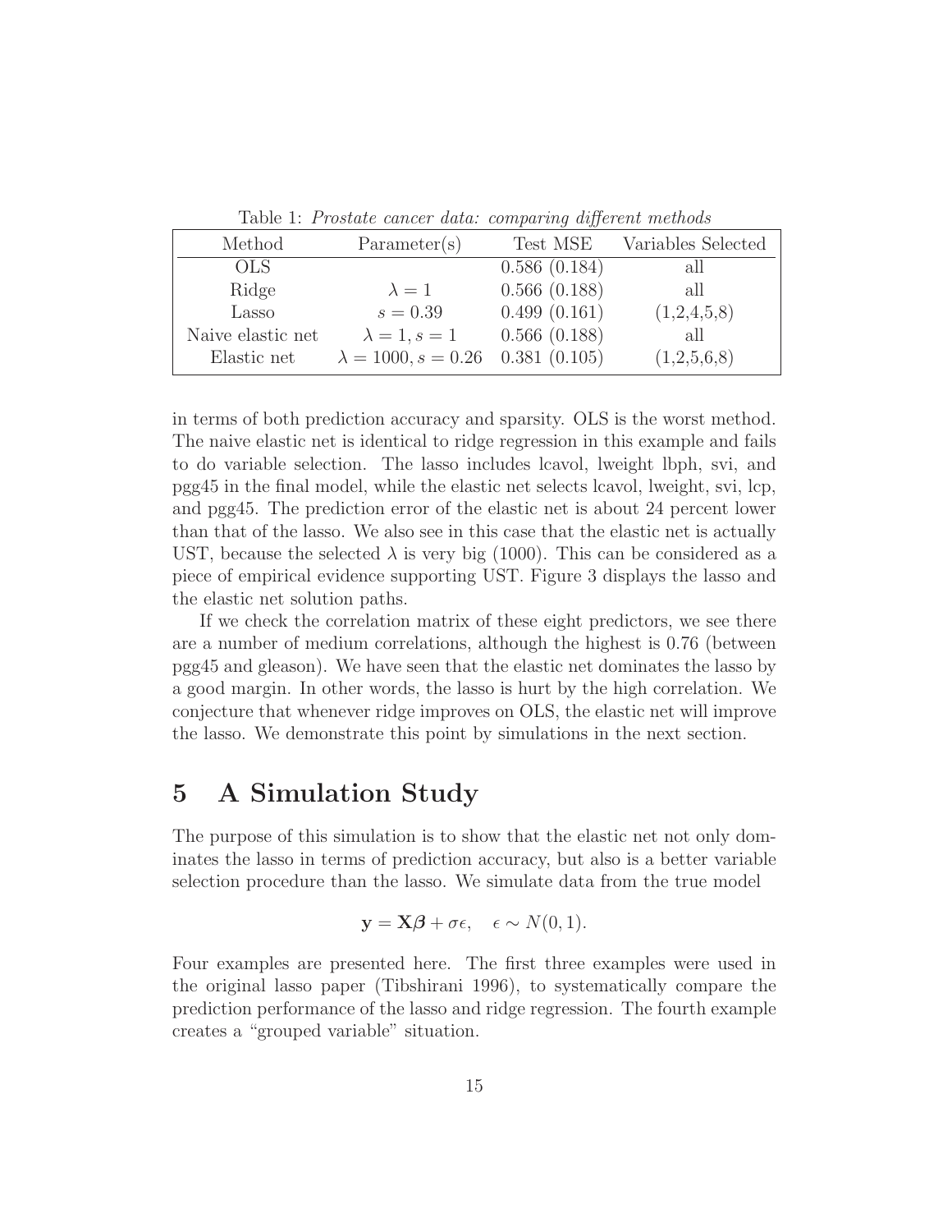Table 1: *Prostate cancer data: comparing different methods*

| Method | Parameter(s) | Test MSE | Variables Selected |
|---|---|---|---|
| OLS | | 0.586 (0.184) | all |
| Ridge | $\lambda = 1$ | 0.566 (0.188) | all |
| Lasso | $s = 0.39$ | 0.499 (0.161) | (1,2,4,5,8) |
| Naive elastic net | $\lambda = 1, s = 1$ | 0.566 (0.188) | all |
| Elastic net | $\lambda = 1000, s = 0.26$ | 0.381 (0.105) | (1,2,5,6,8) |

in terms of both prediction accuracy and sparsity. OLS is the worst method. The naive elastic net is identical to ridge regression in this example and fails to do variable selection. The lasso includes lcavol, lweight lbph, svi, and pgg45 in the final model, while the elastic net selects lcavol, lweight, svi, lcp, and pgg45. The prediction error of the elastic net is about 24 percent lower than that of the lasso. We also see in this case that the elastic net is actually UST, because the selected $\lambda$ is very big (1000). This can be considered as a piece of empirical evidence supporting UST. Figure 3 displays the lasso and the elastic net solution paths.

If we check the correlation matrix of these eight predictors, we see there are a number of medium correlations, although the highest is 0.76 (between pgg45 and gleason). We have seen that the elastic net dominates the lasso by a good margin. In other words, the lasso is hurt by the high correlation. We conjecture that whenever ridge improves on OLS, the elastic net will improve the lasso. We demonstrate this point by simulations in the next section.

# 5 A Simulation Study

The purpose of this simulation is to show that the elastic net not only dominates the lasso in terms of prediction accuracy, but also is a better variable selection procedure than the lasso. We simulate data from the true model

$$\mathbf{y} = \mathbf{X}\boldsymbol{\beta} + \sigma\epsilon, \quad \epsilon \sim N(0, 1).$$

Four examples are presented here. The first three examples were used in the original lasso paper (Tibshirani 1996), to systematically compare the prediction performance of the lasso and ridge regression. The fourth example creates a "grouped variable" situation.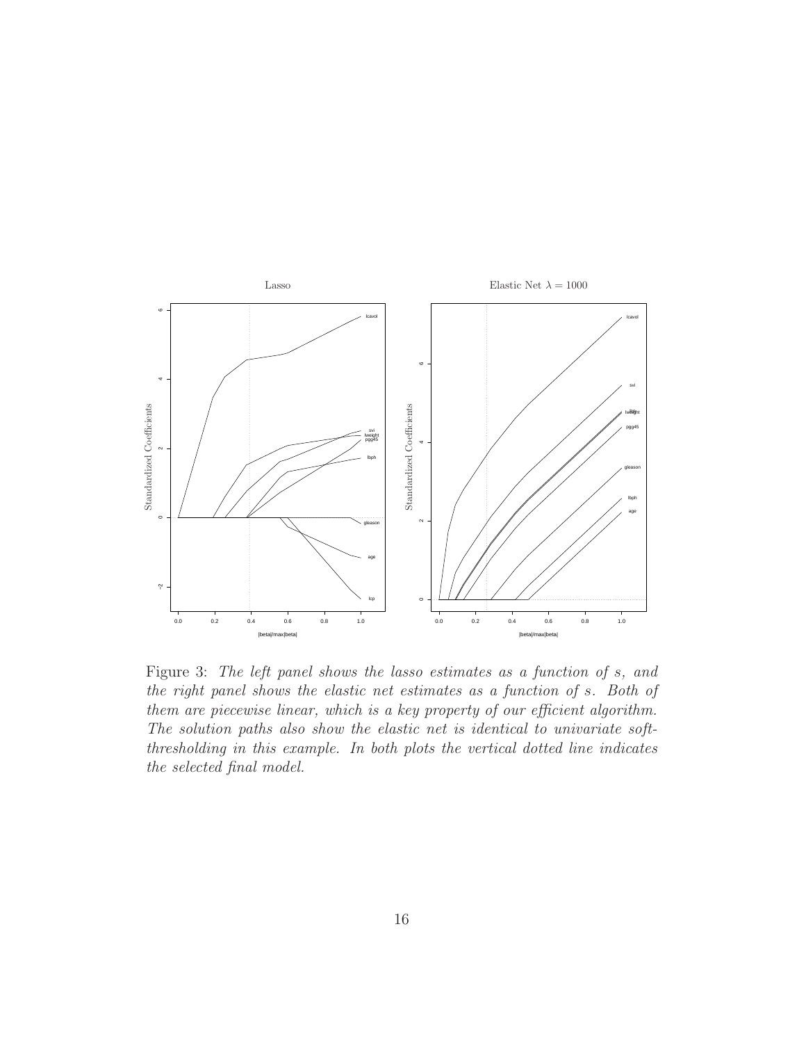Figure 3: *The left panel shows the lasso estimates as a function of $s$, and the right panel shows the elastic net estimates as a function of $s$. Both of them are piecewise linear, which is a key property of our efficient algorithm. The solution paths also show the elastic net is identical to univariate soft-thresholding in this example. In both plots the vertical dotted line indicates the selected final model.*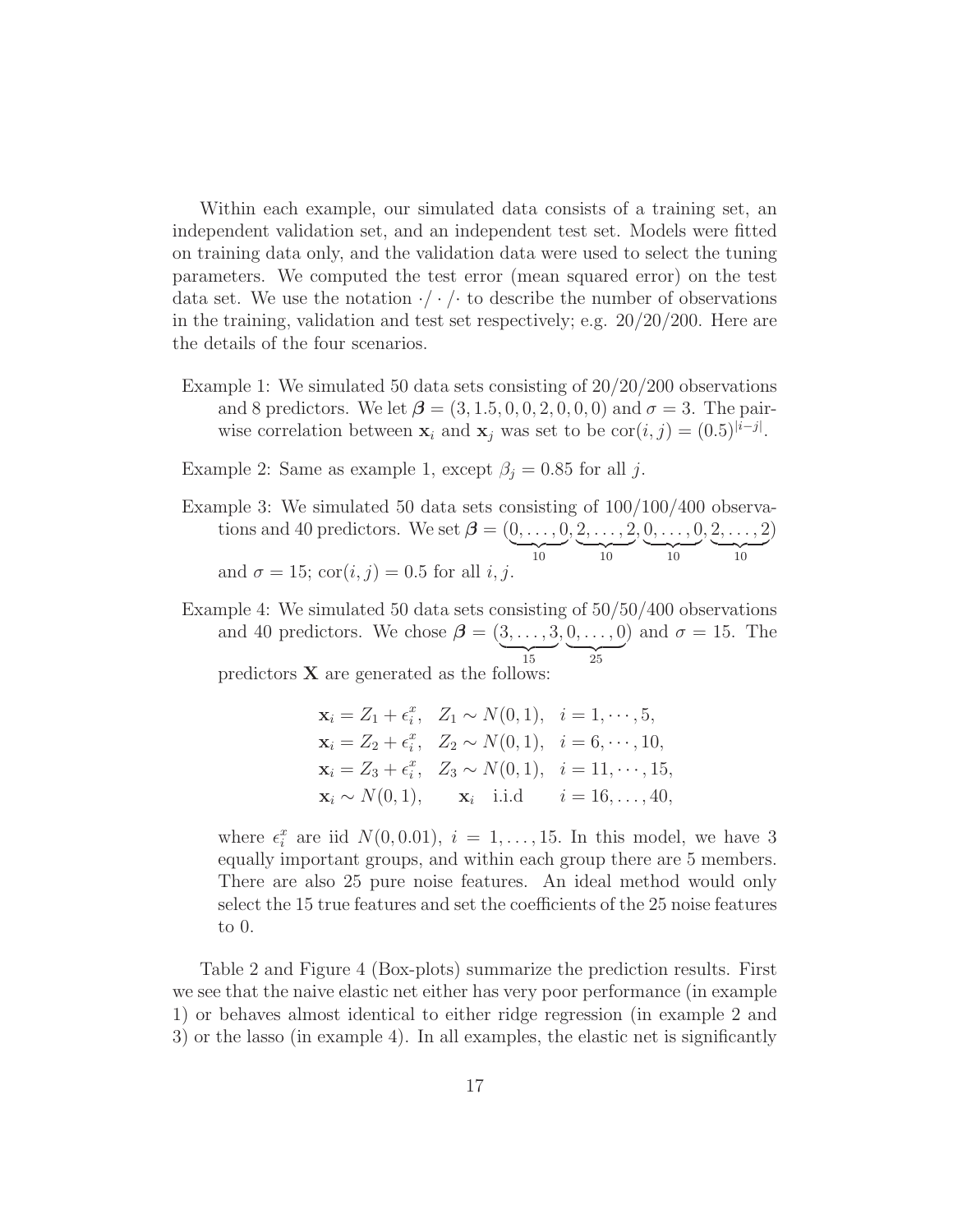Within each example, our simulated data consists of a training set, an independent validation set, and an independent test set. Models were fitted on training data only, and the validation data were used to select the tuning parameters. We computed the test error (mean squared error) on the test data set. We use the notation $\cdot/\cdot/\cdot$ to describe the number of observations in the training, validation and test set respectively; e.g. 20/20/200. Here are the details of the four scenarios.

Example 1: We simulated 50 data sets consisting of 20/20/200 observations and 8 predictors. We let $\boldsymbol{\beta} = (3, 1.5, 0, 0, 2, 0, 0, 0)$ and $\sigma = 3$. The pairwise correlation between $\mathbf{x}_i$ and $\mathbf{x}_j$ was set to be $\text{cor}(i, j) = (0.5)^{|i-j|}$.

Example 2: Same as example 1, except $\beta_j = 0.85$ for all $j$.

Example 3: We simulated 50 data sets consisting of 100/100/400 observations and 40 predictors. We set $\boldsymbol{\beta} = (\underbrace{0, \ldots, 0}_{10}, \underbrace{2, \ldots, 2}_{10}, \underbrace{0, \ldots, 0}_{10}, \underbrace{2, \ldots, 2}_{10})$ and $\sigma = 15$; $\text{cor}(i, j) = 0.5$ for all $i, j$.

Example 4: We simulated 50 data sets consisting of 50/50/400 observations and 40 predictors. We chose $\boldsymbol{\beta} = (\underbrace{3, \ldots, 3}_{15}, \underbrace{0, \ldots, 0}_{25})$ and $\sigma = 15$. The predictors $\mathbf{X}$ are generated as the follows:

$$
\begin{aligned}
\mathbf{x}_i &= Z_1 + \epsilon_i^x, \quad Z_1 \sim N(0, 1), \quad i = 1, \cdots, 5, \\
\mathbf{x}_i &= Z_2 + \epsilon_i^x, \quad Z_2 \sim N(0, 1), \quad i = 6, \cdots, 10, \\
\mathbf{x}_i &= Z_3 + \epsilon_i^x, \quad Z_3 \sim N(0, 1), \quad i = 11, \cdots, 15, \\
\mathbf{x}_i &\sim N(0, 1), \qquad \mathbf{x}_i \quad \text{i.i.d} \qquad i = 16, \ldots, 40,
\end{aligned}
$$

where $\epsilon_i^x$ are iid $N(0, 0.01)$, $i = 1, \ldots, 15$. In this model, we have 3 equally important groups, and within each group there are 5 members. There are also 25 pure noise features. An ideal method would only select the 15 true features and set the coefficients of the 25 noise features to 0.

Table 2 and Figure 4 (Box-plots) summarize the prediction results. First we see that the naive elastic net either has very poor performance (in example 1) or behaves almost identical to either ridge regression (in example 2 and 3) or the lasso (in example 4). In all examples, the elastic net is significantly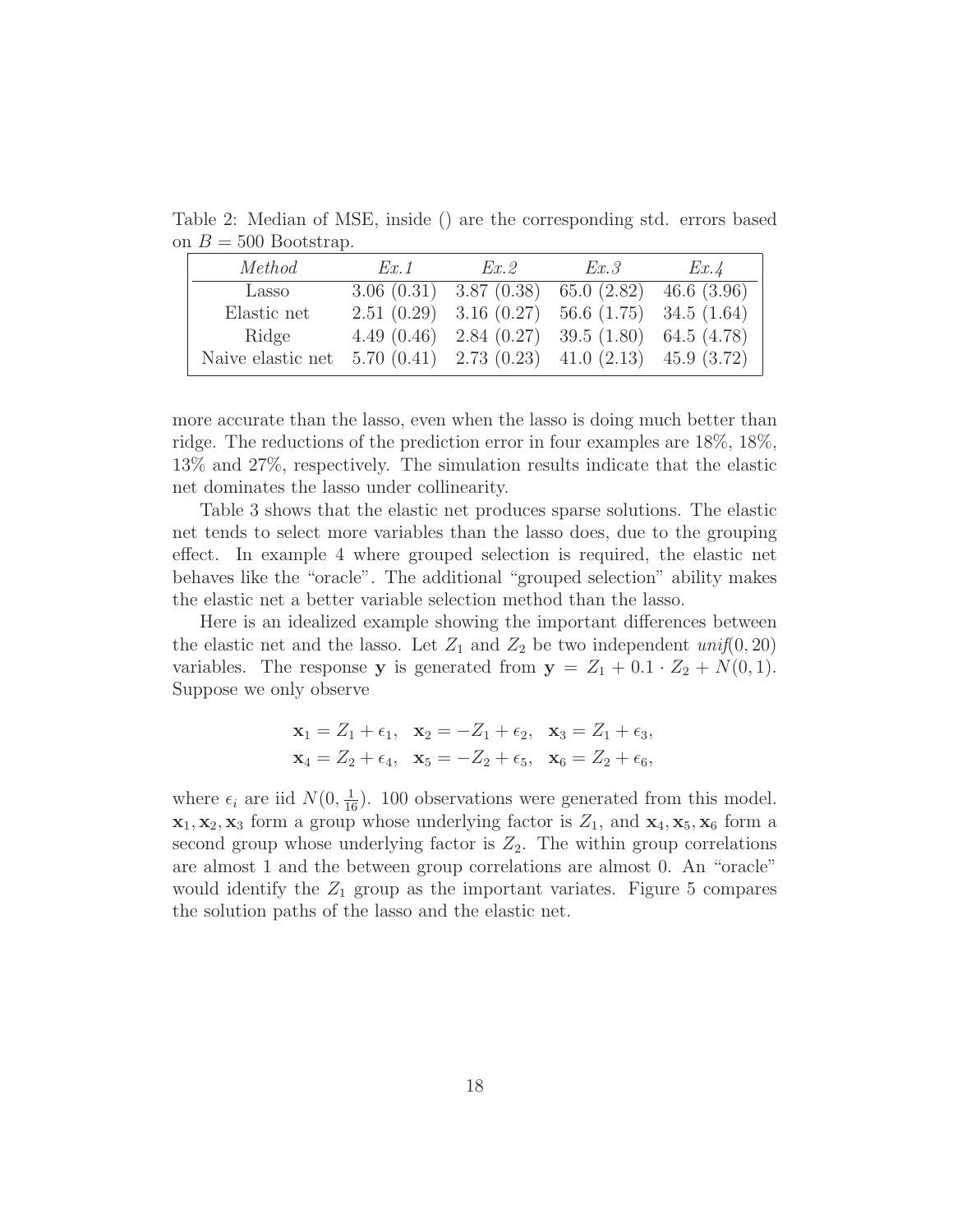Table 2: Median of MSE, inside () are the corresponding std. errors based on $B = 500$ Bootstrap.

| *Method* | *Ex.1* | *Ex.2* | *Ex.3* | *Ex.4* |
|---|---|---|---|---|
| Lasso | 3.06 (0.31) | 3.87 (0.38) | 65.0 (2.82) | 46.6 (3.96) |
| Elastic net | 2.51 (0.29) | 3.16 (0.27) | 56.6 (1.75) | 34.5 (1.64) |
| Ridge | 4.49 (0.46) | 2.84 (0.27) | 39.5 (1.80) | 64.5 (4.78) |
| Naive elastic net | 5.70 (0.41) | 2.73 (0.23) | 41.0 (2.13) | 45.9 (3.72) |

more accurate than the lasso, even when the lasso is doing much better than ridge. The reductions of the prediction error in four examples are 18%, 18%, 13% and 27%, respectively. The simulation results indicate that the elastic net dominates the lasso under collinearity.

Table 3 shows that the elastic net produces sparse solutions. The elastic net tends to select more variables than the lasso does, due to the grouping effect. In example 4 where grouped selection is required, the elastic net behaves like the "oracle". The additional "grouped selection" ability makes the elastic net a better variable selection method than the lasso.

Here is an idealized example showing the important differences between the elastic net and the lasso. Let $Z_1$ and $Z_2$ be two independent *unif*$(0, 20)$ variables. The response $\mathbf{y}$ is generated from $\mathbf{y} = Z_1 + 0.1 \cdot Z_2 + N(0, 1)$. Suppose we only observe

$$\mathbf{x}_1 = Z_1 + \epsilon_1, \quad \mathbf{x}_2 = -Z_1 + \epsilon_2, \quad \mathbf{x}_3 = Z_1 + \epsilon_3,$$
$$\mathbf{x}_4 = Z_2 + \epsilon_4, \quad \mathbf{x}_5 = -Z_2 + \epsilon_5, \quad \mathbf{x}_6 = Z_2 + \epsilon_6,$$

where $\epsilon_i$ are iid $N(0, \frac{1}{16})$. 100 observations were generated from this model. $\mathbf{x}_1, \mathbf{x}_2, \mathbf{x}_3$ form a group whose underlying factor is $Z_1$, and $\mathbf{x}_4, \mathbf{x}_5, \mathbf{x}_6$ form a second group whose underlying factor is $Z_2$. The within group correlations are almost 1 and the between group correlations are almost 0. An "oracle" would identify the $Z_1$ group as the important variates. Figure 5 compares the solution paths of the lasso and the elastic net.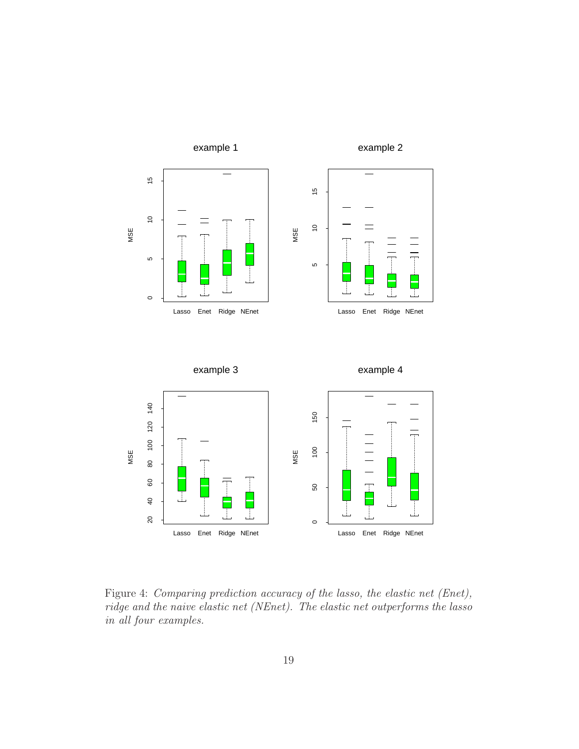Figure 4: *Comparing prediction accuracy of the lasso, the elastic net (Enet), ridge and the naive elastic net (NEnet). The elastic net outperforms the lasso in all four examples.*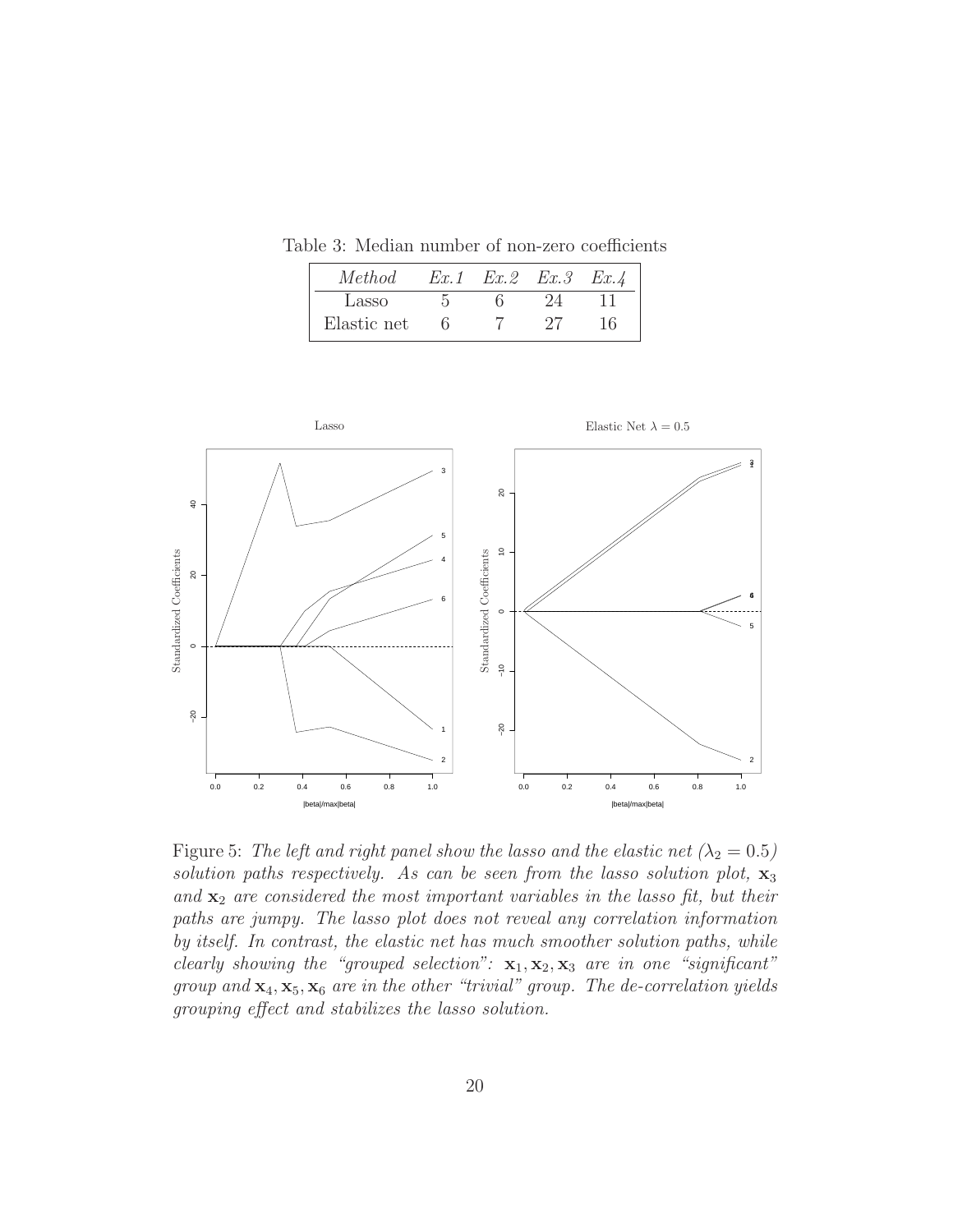Table 3: Median number of non-zero coefficients

| *Method* | *Ex.1* | *Ex.2* | *Ex.3* | *Ex.4* |
|---|---|---|---|---|
| Lasso | 5 | 6 | 24 | 11 |
| Elastic net | 6 | 7 | 27 | 16 |

Figure 5: *The left and right panel show the lasso and the elastic net ($\lambda_2 = 0.5$) solution paths respectively. As can be seen from the lasso solution plot, $\mathbf{x}_3$ and $\mathbf{x}_2$ are considered the most important variables in the lasso fit, but their paths are jumpy. The lasso plot does not reveal any correlation information by itself. In contrast, the elastic net has much smoother solution paths, while clearly showing the "grouped selection": $\mathbf{x}_1, \mathbf{x}_2, \mathbf{x}_3$ are in one "significant" group and $\mathbf{x}_4, \mathbf{x}_5, \mathbf{x}_6$ are in the other "trivial" group. The de-correlation yields grouping effect and stabilizes the lasso solution.*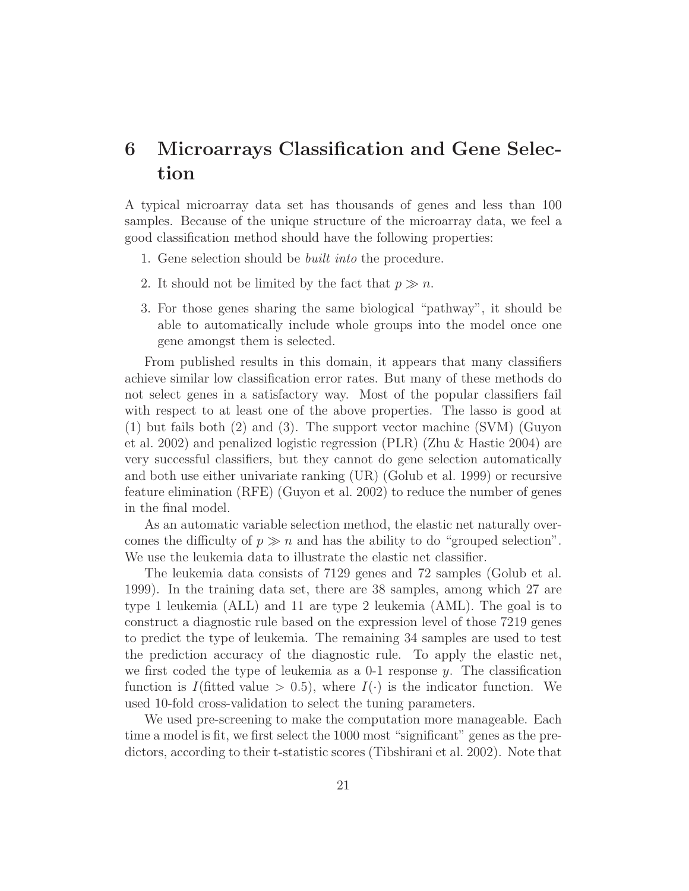# 6 Microarrays Classification and Gene Selection

A typical microarray data set has thousands of genes and less than 100 samples. Because of the unique structure of the microarray data, we feel a good classification method should have the following properties:

1. Gene selection should be *built into* the procedure.
2. It should not be limited by the fact that $p \gg n$.
3. For those genes sharing the same biological "pathway", it should be able to automatically include whole groups into the model once one gene amongst them is selected.

From published results in this domain, it appears that many classifiers achieve similar low classification error rates. But many of these methods do not select genes in a satisfactory way. Most of the popular classifiers fail with respect to at least one of the above properties. The lasso is good at (1) but fails both (2) and (3). The support vector machine (SVM) (Guyon et al. 2002) and penalized logistic regression (PLR) (Zhu & Hastie 2004) are very successful classifiers, but they cannot do gene selection automatically and both use either univariate ranking (UR) (Golub et al. 1999) or recursive feature elimination (RFE) (Guyon et al. 2002) to reduce the number of genes in the final model.

As an automatic variable selection method, the elastic net naturally overcomes the difficulty of $p \gg n$ and has the ability to do "grouped selection". We use the leukemia data to illustrate the elastic net classifier.

The leukemia data consists of 7129 genes and 72 samples (Golub et al. 1999). In the training data set, there are 38 samples, among which 27 are type 1 leukemia (ALL) and 11 are type 2 leukemia (AML). The goal is to construct a diagnostic rule based on the expression level of those 7219 genes to predict the type of leukemia. The remaining 34 samples are used to test the prediction accuracy of the diagnostic rule. To apply the elastic net, we first coded the type of leukemia as a 0-1 response $y$. The classification function is $I(\text{fitted value} > 0.5)$, where $I(\cdot)$ is the indicator function. We used 10-fold cross-validation to select the tuning parameters.

We used pre-screening to make the computation more manageable. Each time a model is fit, we first select the 1000 most "significant" genes as the predictors, according to their t-statistic scores (Tibshirani et al. 2002). Note that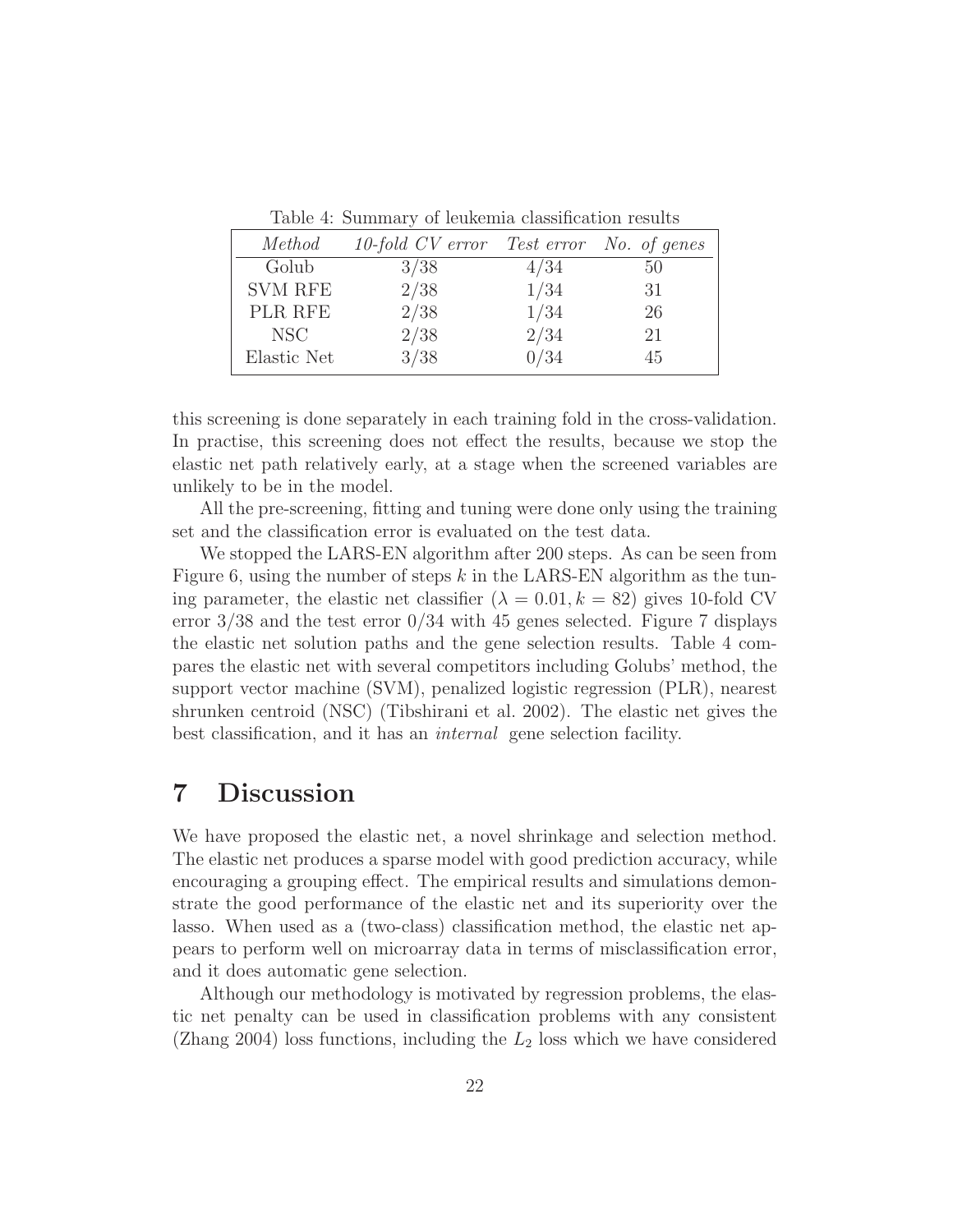Table 4: Summary of leukemia classification results

| *Method* | *10-fold CV error* | *Test error* | *No. of genes* |
|---|---|---|---|
| Golub | 3/38 | 4/34 | 50 |
| SVM RFE | 2/38 | 1/34 | 31 |
| PLR RFE | 2/38 | 1/34 | 26 |
| NSC | 2/38 | 2/34 | 21 |
| Elastic Net | 3/38 | 0/34 | 45 |

this screening is done separately in each training fold in the cross-validation. In practise, this screening does not effect the results, because we stop the elastic net path relatively early, at a stage when the screened variables are unlikely to be in the model.

All the pre-screening, fitting and tuning were done only using the training set and the classification error is evaluated on the test data.

We stopped the LARS-EN algorithm after 200 steps. As can be seen from Figure 6, using the number of steps $k$ in the LARS-EN algorithm as the tuning parameter, the elastic net classifier ($\lambda = 0.01, k = 82$) gives 10-fold CV error 3/38 and the test error 0/34 with 45 genes selected. Figure 7 displays the elastic net solution paths and the gene selection results. Table 4 compares the elastic net with several competitors including Golubs' method, the support vector machine (SVM), penalized logistic regression (PLR), nearest shrunken centroid (NSC) (Tibshirani et al. 2002). The elastic net gives the best classification, and it has an *internal* gene selection facility.

# 7 Discussion

We have proposed the elastic net, a novel shrinkage and selection method. The elastic net produces a sparse model with good prediction accuracy, while encouraging a grouping effect. The empirical results and simulations demonstrate the good performance of the elastic net and its superiority over the lasso. When used as a (two-class) classification method, the elastic net appears to perform well on microarray data in terms of misclassification error, and it does automatic gene selection.

Although our methodology is motivated by regression problems, the elastic net penalty can be used in classification problems with any consistent (Zhang 2004) loss functions, including the $L_2$ loss which we have considered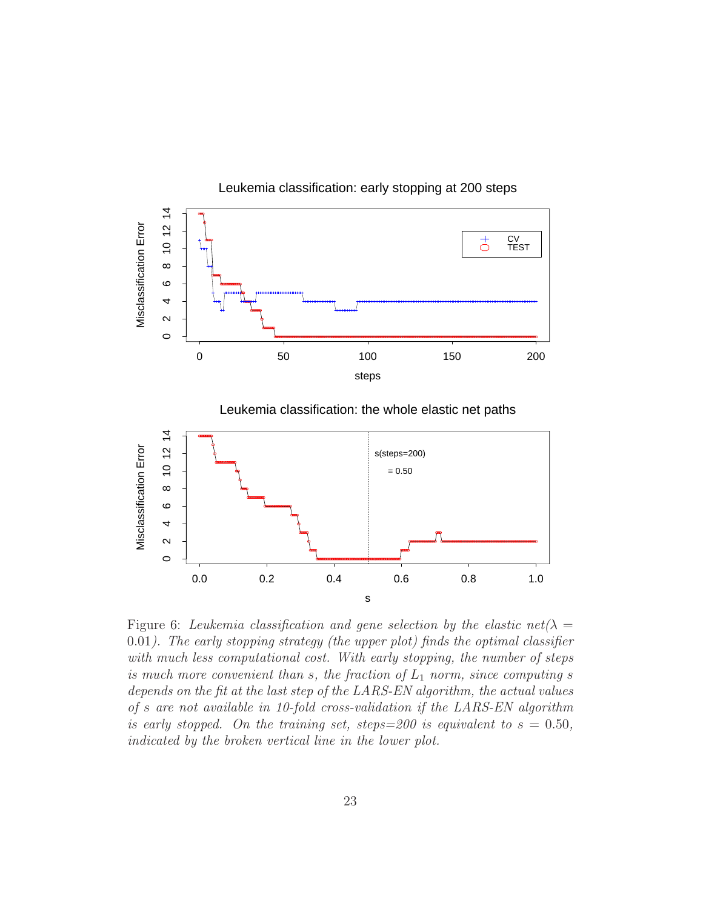Figure 6: *Leukemia classification and gene selection by the elastic net($\lambda = 0.01$). The early stopping strategy (the upper plot) finds the optimal classifier with much less computational cost. With early stopping, the number of steps is much more convenient than $s$, the fraction of $L_1$ norm, since computing $s$ depends on the fit at the last step of the LARS-EN algorithm, the actual values of $s$ are not available in 10-fold cross-validation if the LARS-EN algorithm is early stopped. On the training set, steps=200 is equivalent to $s = 0.50$, indicated by the broken vertical line in the lower plot.*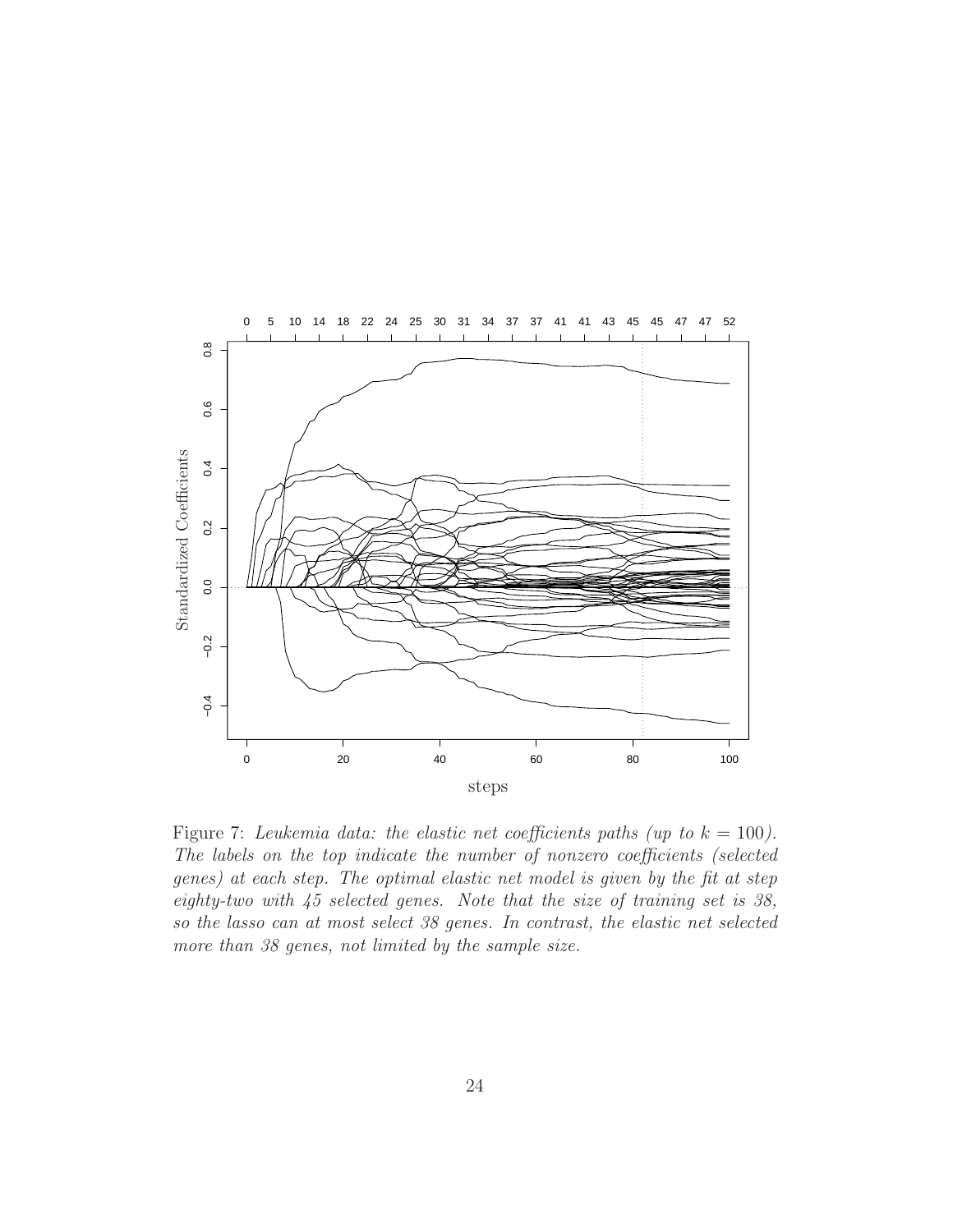Figure 7: *Leukemia data: the elastic net coefficients paths (up to $k = 100$). The labels on the top indicate the number of nonzero coefficients (selected genes) at each step. The optimal elastic net model is given by the fit at step eighty-two with 45 selected genes. Note that the size of training set is 38, so the lasso can at most select 38 genes. In contrast, the elastic net selected more than 38 genes, not limited by the sample size.*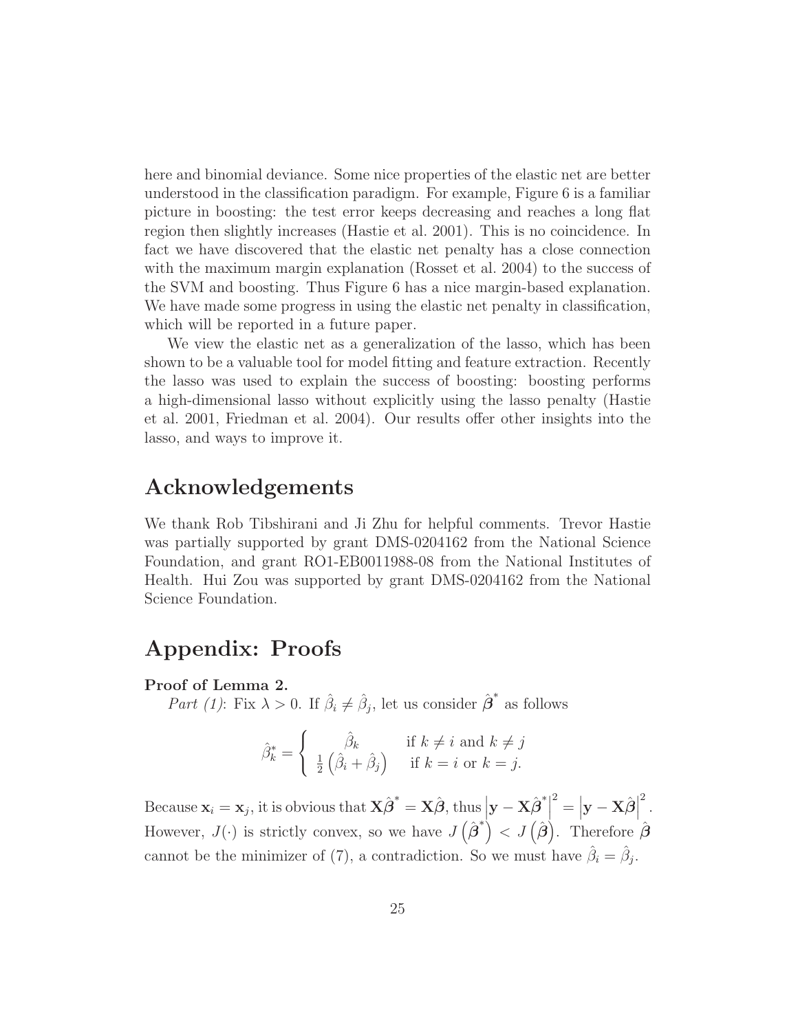here and binomial deviance. Some nice properties of the elastic net are better understood in the classification paradigm. For example, Figure 6 is a familiar picture in boosting: the test error keeps decreasing and reaches a long flat region then slightly increases (Hastie et al. 2001). This is no coincidence. In fact we have discovered that the elastic net penalty has a close connection with the maximum margin explanation (Rosset et al. 2004) to the success of the SVM and boosting. Thus Figure 6 has a nice margin-based explanation. We have made some progress in using the elastic net penalty in classification, which will be reported in a future paper.

We view the elastic net as a generalization of the lasso, which has been shown to be a valuable tool for model fitting and feature extraction. Recently the lasso was used to explain the success of boosting: boosting performs a high-dimensional lasso without explicitly using the lasso penalty (Hastie et al. 2001, Friedman et al. 2004). Our results offer other insights into the lasso, and ways to improve it.

# Acknowledgements

We thank Rob Tibshirani and Ji Zhu for helpful comments. Trevor Hastie was partially supported by grant DMS-0204162 from the National Science Foundation, and grant RO1-EB0011988-08 from the National Institutes of Health. Hui Zou was supported by grant DMS-0204162 from the National Science Foundation.

# Appendix: Proofs

**Proof of Lemma 2.**

*Part (1)*: Fix $\lambda > 0$. If $\hat{\beta}_i \neq \hat{\beta}_j$, let us consider $\hat{\boldsymbol{\beta}}^*$ as follows

$$\hat{\beta}^*_k = \begin{cases} \hat{\beta}_k & \text{if } k \neq i \text{ and } k \neq j \\ \frac{1}{2}\left(\hat{\beta}_i + \hat{\beta}_j\right) & \text{if } k = i \text{ or } k = j. \end{cases}$$

Because $\mathbf{x}_i = \mathbf{x}_j$, it is obvious that $\mathbf{X}\hat{\boldsymbol{\beta}}^* = \mathbf{X}\hat{\boldsymbol{\beta}}$, thus $\left|\mathbf{y} - \mathbf{X}\hat{\boldsymbol{\beta}}^*\right|^2 = \left|\mathbf{y} - \mathbf{X}\hat{\boldsymbol{\beta}}\right|^2$. However, $J(\cdot)$ is strictly convex, so we have $J\left(\hat{\boldsymbol{\beta}}^*\right) < J\left(\hat{\boldsymbol{\beta}}\right)$. Therefore $\hat{\boldsymbol{\beta}}$ cannot be the minimizer of (7), a contradiction. So we must have $\hat{\beta}_i = \hat{\beta}_j$.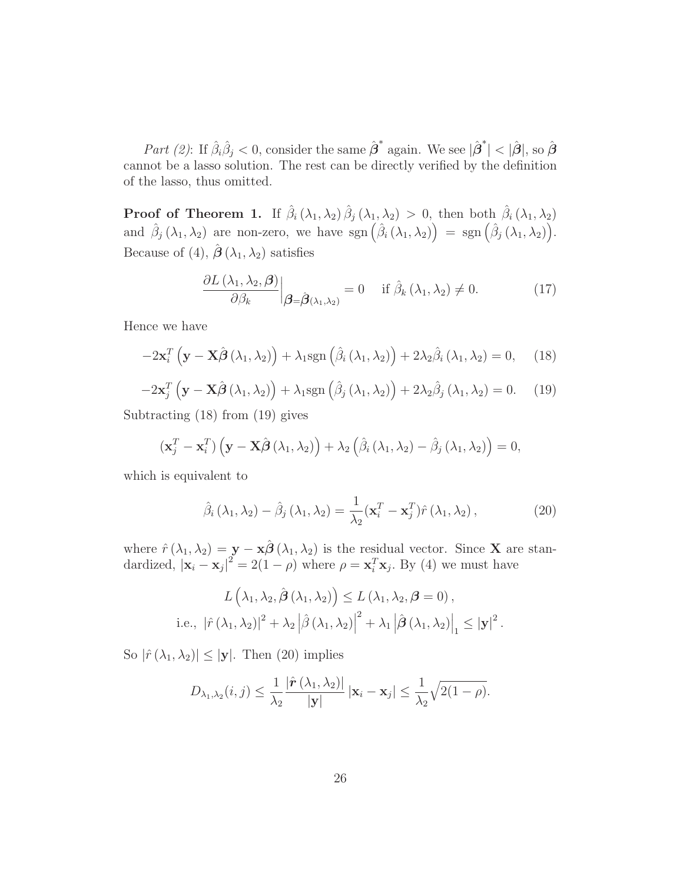*Part (2)*: If $\hat{\beta}_i \hat{\beta}_j < 0$, consider the same $\hat{\boldsymbol{\beta}}^*$ again. We see $|\hat{\boldsymbol{\beta}}^*| < |\hat{\boldsymbol{\beta}}|$, so $\hat{\boldsymbol{\beta}}$ cannot be a lasso solution. The rest can be directly verified by the definition of the lasso, thus omitted.

**Proof of Theorem 1.** If $\hat{\beta}_i(\lambda_1, \lambda_2)\hat{\beta}_j(\lambda_1, \lambda_2) > 0$, then both $\hat{\beta}_i(\lambda_1, \lambda_2)$ and $\hat{\beta}_j(\lambda_1, \lambda_2)$ are non-zero, we have $\text{sgn}\left(\hat{\beta}_i(\lambda_1, \lambda_2)\right) = \text{sgn}\left(\hat{\beta}_j(\lambda_1, \lambda_2)\right)$. Because of (4), $\hat{\boldsymbol{\beta}}(\lambda_1, \lambda_2)$ satisfies

$$\frac{\partial L(\lambda_1, \lambda_2, \boldsymbol{\beta})}{\partial \beta_k}\Big|_{\boldsymbol{\beta}=\hat{\boldsymbol{\beta}}(\lambda_1,\lambda_2)} = 0 \quad \text{if } \hat{\beta}_k(\lambda_1, \lambda_2) \neq 0. \tag{17}$$

Hence we have

$$-2\mathbf{x}_i^T\left(\mathbf{y} - \mathbf{X}\hat{\boldsymbol{\beta}}(\lambda_1, \lambda_2)\right) + \lambda_1 \text{sgn}\left(\hat{\beta}_i(\lambda_1, \lambda_2)\right) + 2\lambda_2 \hat{\beta}_i(\lambda_1, \lambda_2) = 0, \tag{18}$$

$$-2\mathbf{x}_j^T\left(\mathbf{y} - \mathbf{X}\hat{\boldsymbol{\beta}}(\lambda_1, \lambda_2)\right) + \lambda_1 \text{sgn}\left(\hat{\beta}_j(\lambda_1, \lambda_2)\right) + 2\lambda_2 \hat{\beta}_j(\lambda_1, \lambda_2) = 0. \tag{19}$$

Subtracting (18) from (19) gives

$$(\mathbf{x}_j^T - \mathbf{x}_i^T)\left(\mathbf{y} - \mathbf{X}\hat{\boldsymbol{\beta}}(\lambda_1, \lambda_2)\right) + \lambda_2\left(\hat{\beta}_i(\lambda_1, \lambda_2) - \hat{\beta}_j(\lambda_1, \lambda_2)\right) = 0,$$

which is equivalent to

$$\hat{\beta}_i(\lambda_1, \lambda_2) - \hat{\beta}_j(\lambda_1, \lambda_2) = \frac{1}{\lambda_2}(\mathbf{x}_i^T - \mathbf{x}_j^T)\hat{r}(\lambda_1, \lambda_2), \tag{20}$$

where $\hat{r}(\lambda_1, \lambda_2) = \mathbf{y} - \mathbf{x}\hat{\boldsymbol{\beta}}(\lambda_1, \lambda_2)$ is the residual vector. Since $\mathbf{X}$ are standardized, $|\mathbf{x}_i - \mathbf{x}_j|^2 = 2(1-\rho)$ where $\rho = \mathbf{x}_i^T\mathbf{x}_j$. By (4) we must have

$$L\left(\lambda_1, \lambda_2, \hat{\boldsymbol{\beta}}(\lambda_1, \lambda_2)\right) \leq L(\lambda_1, \lambda_2, \boldsymbol{\beta} = 0),$$
$$\text{i.e., } |\hat{r}(\lambda_1, \lambda_2)|^2 + \lambda_2\left|\hat{\beta}(\lambda_1, \lambda_2)\right|^2 + \lambda_1\left|\hat{\boldsymbol{\beta}}(\lambda_1, \lambda_2)\right|_1 \leq |\mathbf{y}|^2.$$

So $|\hat{r}(\lambda_1, \lambda_2)| \leq |\mathbf{y}|$. Then (20) implies

$$D_{\lambda_1,\lambda_2}(i,j) \leq \frac{1}{\lambda_2}\frac{|\hat{\boldsymbol{r}}(\lambda_1, \lambda_2)|}{|\mathbf{y}|}|\mathbf{x}_i - \mathbf{x}_j| \leq \frac{1}{\lambda_2}\sqrt{2(1-\rho)}.$$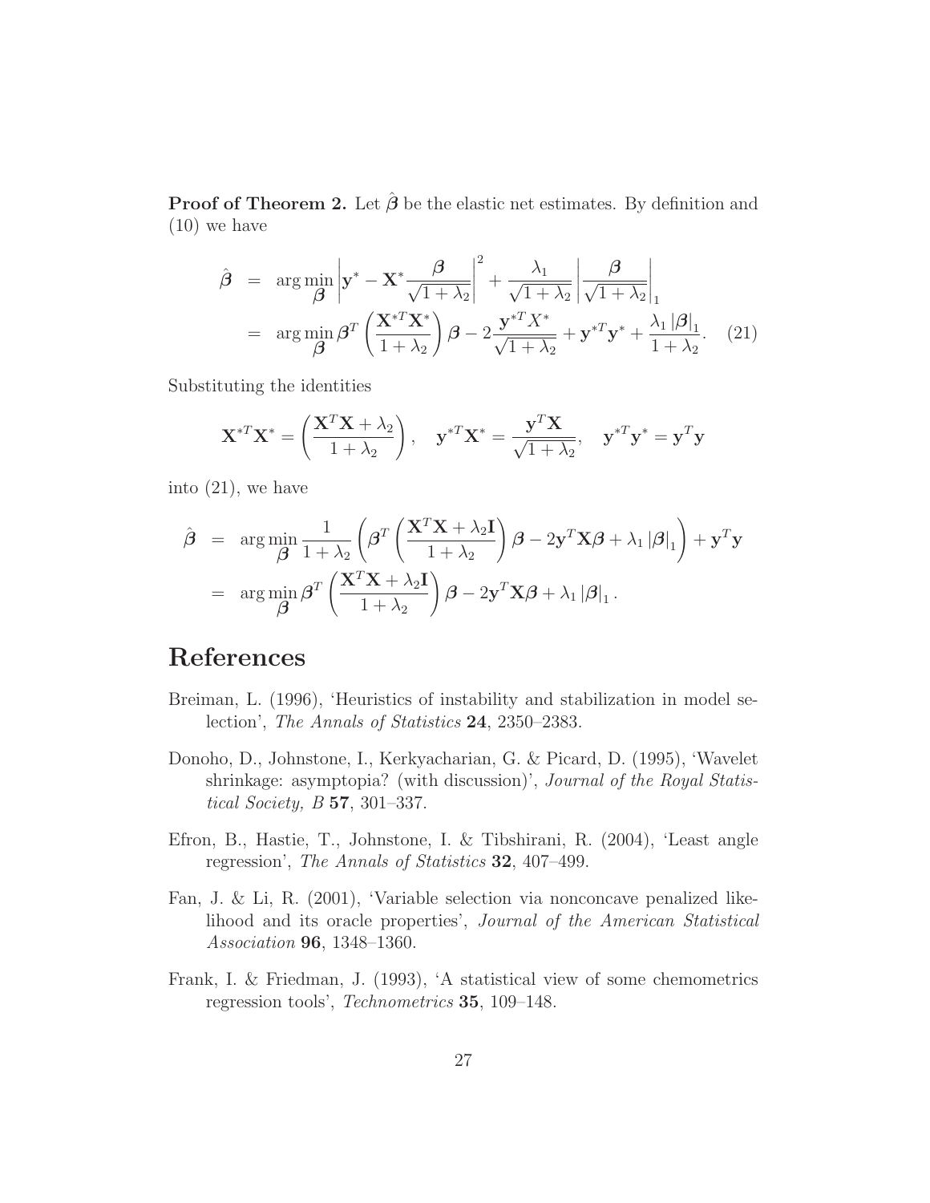**Proof of Theorem 2.** Let $\hat{\boldsymbol{\beta}}$ be the elastic net estimates. By definition and (10) we have

$$
\begin{aligned}
\hat{\boldsymbol{\beta}} &= \arg\min_{\boldsymbol{\beta}} \left| \mathbf{y}^* - \mathbf{X}^* \frac{\boldsymbol{\beta}}{\sqrt{1+\lambda_2}} \right|^2 + \frac{\lambda_1}{\sqrt{1+\lambda_2}} \left| \frac{\boldsymbol{\beta}}{\sqrt{1+\lambda_2}} \right|_1 \\
&= \arg\min_{\boldsymbol{\beta}} \boldsymbol{\beta}^T \left( \frac{\mathbf{X}^{*T}\mathbf{X}^*}{1+\lambda_2} \right) \boldsymbol{\beta} - 2 \frac{\mathbf{y}^{*T} X^*}{\sqrt{1+\lambda_2}} + \mathbf{y}^{*T}\mathbf{y}^* + \frac{\lambda_1 \left|\boldsymbol{\beta}\right|_1}{1+\lambda_2}. \quad (21)
\end{aligned}
$$

Substituting the identities

$$
\mathbf{X}^{*T}\mathbf{X}^* = \left( \frac{\mathbf{X}^T\mathbf{X} + \lambda_2}{1+\lambda_2} \right), \quad \mathbf{y}^{*T}\mathbf{X}^* = \frac{\mathbf{y}^T\mathbf{X}}{\sqrt{1+\lambda_2}}, \quad \mathbf{y}^{*T}\mathbf{y}^* = \mathbf{y}^T\mathbf{y}
$$

into (21), we have

$$
\begin{aligned}
\hat{\boldsymbol{\beta}} &= \arg\min_{\boldsymbol{\beta}} \frac{1}{1+\lambda_2} \left( \boldsymbol{\beta}^T \left( \frac{\mathbf{X}^T\mathbf{X} + \lambda_2 \mathbf{I}}{1+\lambda_2} \right) \boldsymbol{\beta} - 2\mathbf{y}^T\mathbf{X}\boldsymbol{\beta} + \lambda_1 \left|\boldsymbol{\beta}\right|_1 \right) + \mathbf{y}^T\mathbf{y} \\
&= \arg\min_{\boldsymbol{\beta}} \boldsymbol{\beta}^T \left( \frac{\mathbf{X}^T\mathbf{X} + \lambda_2 \mathbf{I}}{1+\lambda_2} \right) \boldsymbol{\beta} - 2\mathbf{y}^T\mathbf{X}\boldsymbol{\beta} + \lambda_1 \left|\boldsymbol{\beta}\right|_1.
\end{aligned}
$$

# References

Breiman, L. (1996), 'Heuristics of instability and stabilization in model selection', *The Annals of Statistics* **24**, 2350–2383.

Donoho, D., Johnstone, I., Kerkyacharian, G. & Picard, D. (1995), 'Wavelet shrinkage: asymptopia? (with discussion)', *Journal of the Royal Statistical Society, B* **57**, 301–337.

Efron, B., Hastie, T., Johnstone, I. & Tibshirani, R. (2004), 'Least angle regression', *The Annals of Statistics* **32**, 407–499.

Fan, J. & Li, R. (2001), 'Variable selection via nonconcave penalized likelihood and its oracle properties', *Journal of the American Statistical Association* **96**, 1348–1360.

Frank, I. & Friedman, J. (1993), 'A statistical view of some chemometrics regression tools', *Technometrics* **35**, 109–148.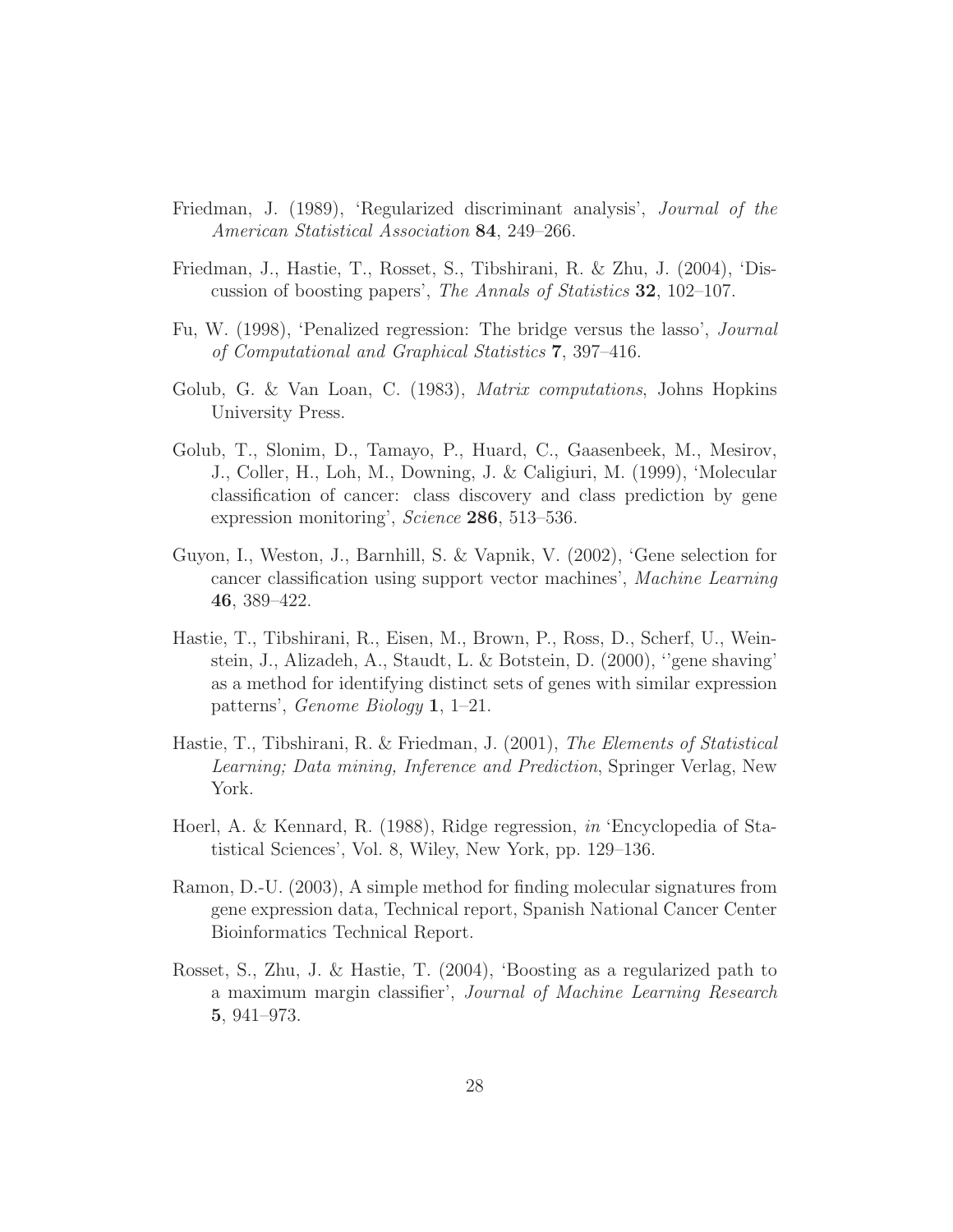Friedman, J. (1989), 'Regularized discriminant analysis', *Journal of the American Statistical Association* **84**, 249–266.

Friedman, J., Hastie, T., Rosset, S., Tibshirani, R. & Zhu, J. (2004), 'Discussion of boosting papers', *The Annals of Statistics* **32**, 102–107.

Fu, W. (1998), 'Penalized regression: The bridge versus the lasso', *Journal of Computational and Graphical Statistics* **7**, 397–416.

Golub, G. & Van Loan, C. (1983), *Matrix computations*, Johns Hopkins University Press.

Golub, T., Slonim, D., Tamayo, P., Huard, C., Gaasenbeek, M., Mesirov, J., Coller, H., Loh, M., Downing, J. & Caligiuri, M. (1999), 'Molecular classification of cancer: class discovery and class prediction by gene expression monitoring', *Science* **286**, 513–536.

Guyon, I., Weston, J., Barnhill, S. & Vapnik, V. (2002), 'Gene selection for cancer classification using support vector machines', *Machine Learning* **46**, 389–422.

Hastie, T., Tibshirani, R., Eisen, M., Brown, P., Ross, D., Scherf, U., Weinstein, J., Alizadeh, A., Staudt, L. & Botstein, D. (2000), ''gene shaving' as a method for identifying distinct sets of genes with similar expression patterns', *Genome Biology* **1**, 1–21.

Hastie, T., Tibshirani, R. & Friedman, J. (2001), *The Elements of Statistical Learning; Data mining, Inference and Prediction*, Springer Verlag, New York.

Hoerl, A. & Kennard, R. (1988), Ridge regression, *in* 'Encyclopedia of Statistical Sciences', Vol. 8, Wiley, New York, pp. 129–136.

Ramon, D.-U. (2003), A simple method for finding molecular signatures from gene expression data, Technical report, Spanish National Cancer Center Bioinformatics Technical Report.

Rosset, S., Zhu, J. & Hastie, T. (2004), 'Boosting as a regularized path to a maximum margin classifier', *Journal of Machine Learning Research* **5**, 941–973.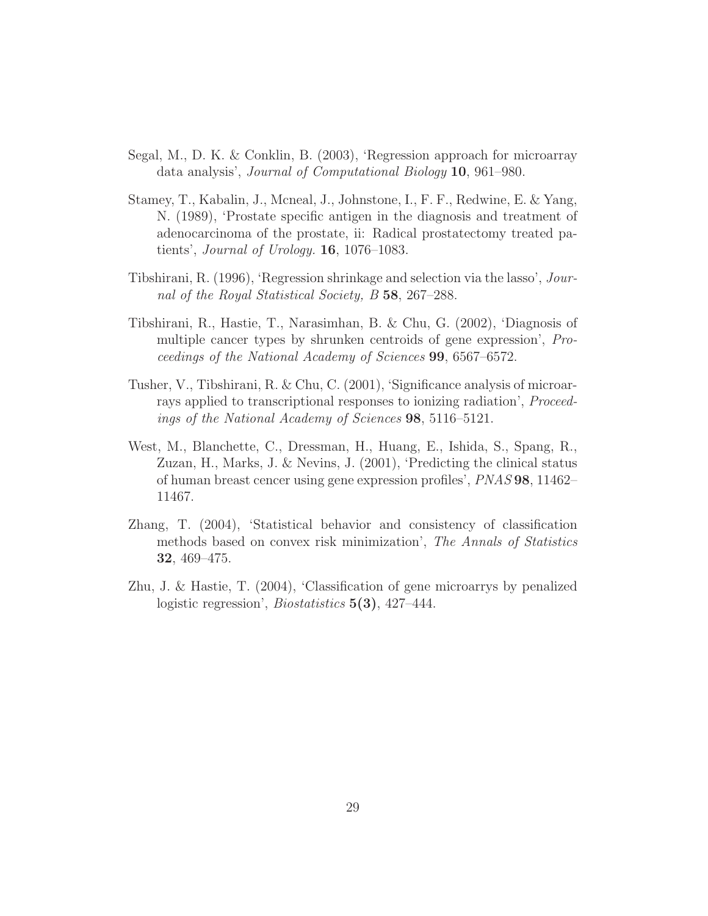Segal, M., D. K. & Conklin, B. (2003), 'Regression approach for microarray data analysis', *Journal of Computational Biology* **10**, 961–980.

Stamey, T., Kabalin, J., Mcneal, J., Johnstone, I., F. F., Redwine, E. & Yang, N. (1989), 'Prostate specific antigen in the diagnosis and treatment of adenocarcinoma of the prostate, ii: Radical prostatectomy treated patients', *Journal of Urology.* **16**, 1076–1083.

Tibshirani, R. (1996), 'Regression shrinkage and selection via the lasso', *Journal of the Royal Statistical Society, B* **58**, 267–288.

Tibshirani, R., Hastie, T., Narasimhan, B. & Chu, G. (2002), 'Diagnosis of multiple cancer types by shrunken centroids of gene expression', *Proceedings of the National Academy of Sciences* **99**, 6567–6572.

Tusher, V., Tibshirani, R. & Chu, C. (2001), 'Significance analysis of microarrays applied to transcriptional responses to ionizing radiation', *Proceedings of the National Academy of Sciences* **98**, 5116–5121.

West, M., Blanchette, C., Dressman, H., Huang, E., Ishida, S., Spang, R., Zuzan, H., Marks, J. & Nevins, J. (2001), 'Predicting the clinical status of human breast cencer using gene expression profiles', *PNAS* **98**, 11462–11467.

Zhang, T. (2004), 'Statistical behavior and consistency of classification methods based on convex risk minimization', *The Annals of Statistics* **32**, 469–475.

Zhu, J. & Hastie, T. (2004), 'Classification of gene microarrys by penalized logistic regression', *Biostatistics* **5(3)**, 427–444.